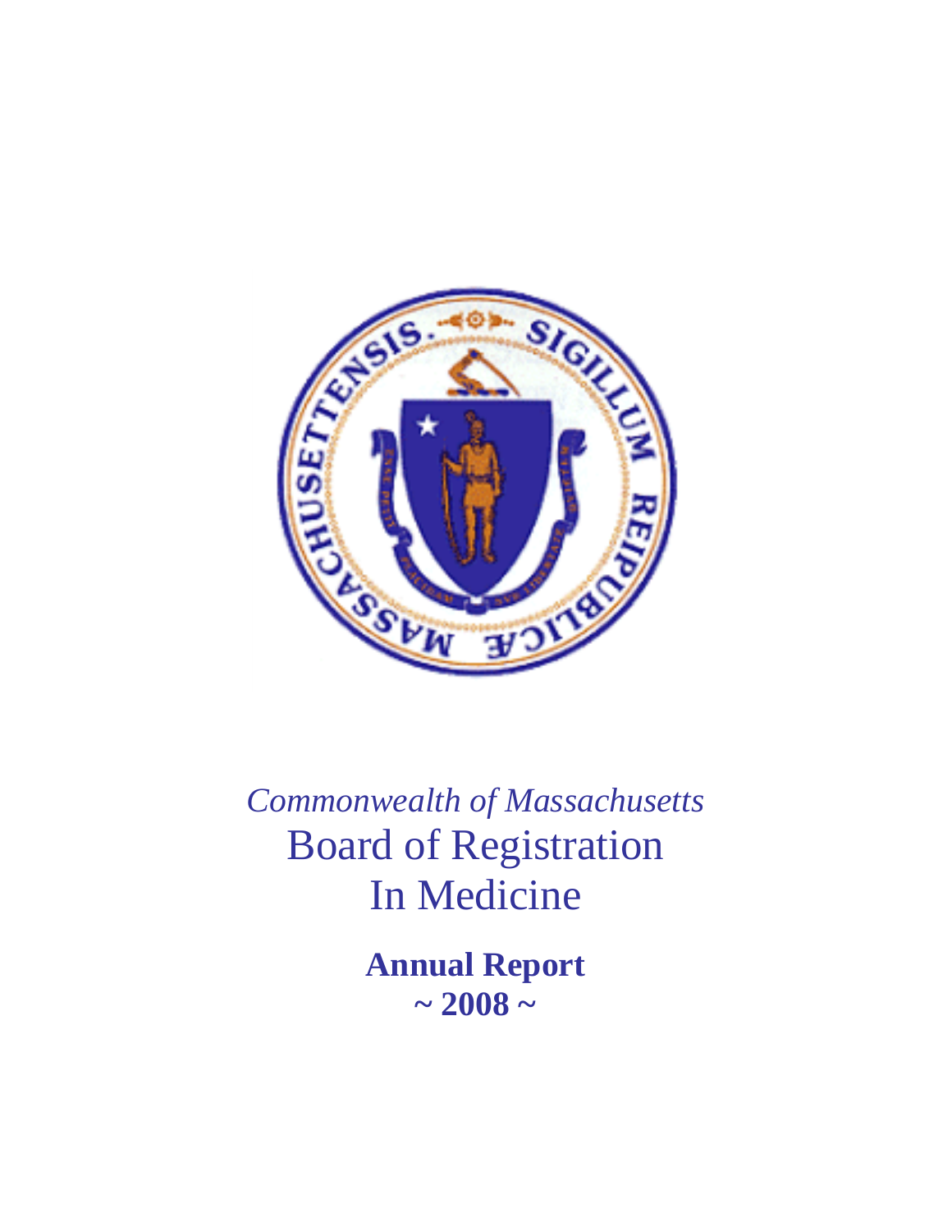*Commonwealth of Massachusetts*

# Board of Registration In Medicine

**Annual Report**

**~ 2008 ~**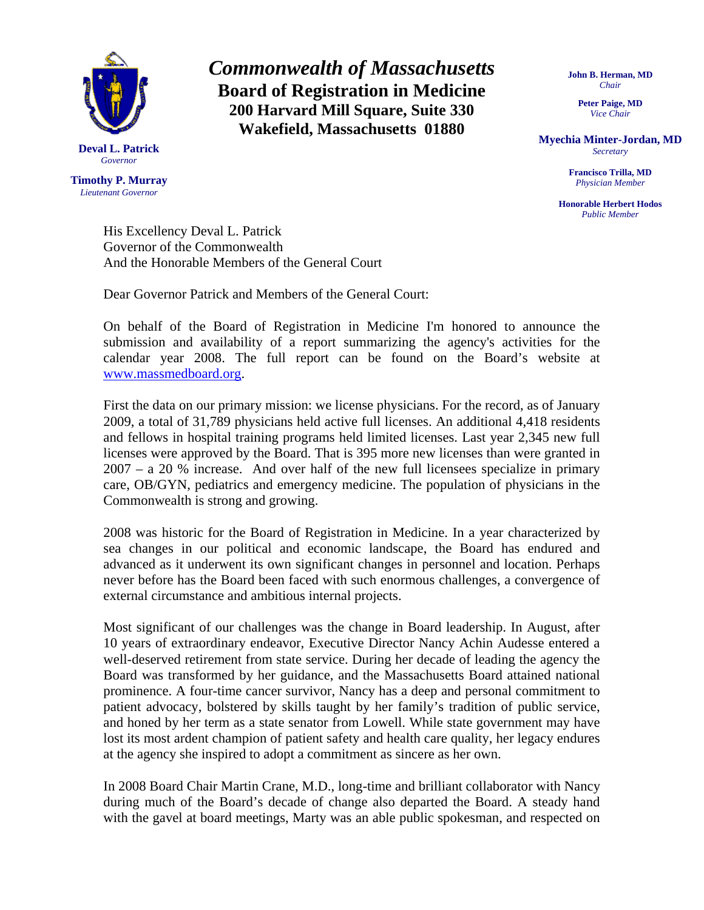**Deval L. Patrick**
*Governor*

**Timothy P. Murray**
*Lieutenant Governor*

# *Commonwealth of Massachusetts*
## Board of Registration in Medicine
### 200 Harvard Mill Square, Suite 330
### Wakefield, Massachusetts 01880

**John B. Herman, MD**
*Chair*

**Peter Paige, MD**
*Vice Chair*

**Myechia Minter-Jordan, MD**
*Secretary*

**Francisco Trilla, MD**
*Physician Member*

**Honorable Herbert Hodos**
*Public Member*

His Excellency Deval L. Patrick
Governor of the Commonwealth
And the Honorable Members of the General Court

Dear Governor Patrick and Members of the General Court:

On behalf of the Board of Registration in Medicine I'm honored to announce the submission and availability of a report summarizing the agency's activities for the calendar year 2008. The full report can be found on the Board's website at www.massmedboard.org.

First the data on our primary mission: we license physicians. For the record, as of January 2009, a total of 31,789 physicians held active full licenses. An additional 4,418 residents and fellows in hospital training programs held limited licenses. Last year 2,345 new full licenses were approved by the Board. That is 395 more new licenses than were granted in 2007 – a 20 % increase. And over half of the new full licensees specialize in primary care, OB/GYN, pediatrics and emergency medicine. The population of physicians in the Commonwealth is strong and growing.

2008 was historic for the Board of Registration in Medicine. In a year characterized by sea changes in our political and economic landscape, the Board has endured and advanced as it underwent its own significant changes in personnel and location. Perhaps never before has the Board been faced with such enormous challenges, a convergence of external circumstance and ambitious internal projects.

Most significant of our challenges was the change in Board leadership. In August, after 10 years of extraordinary endeavor, Executive Director Nancy Achin Audesse entered a well-deserved retirement from state service. During her decade of leading the agency the Board was transformed by her guidance, and the Massachusetts Board attained national prominence. A four-time cancer survivor, Nancy has a deep and personal commitment to patient advocacy, bolstered by skills taught by her family's tradition of public service, and honed by her term as a state senator from Lowell. While state government may have lost its most ardent champion of patient safety and health care quality, her legacy endures at the agency she inspired to adopt a commitment as sincere as her own.

In 2008 Board Chair Martin Crane, M.D., long-time and brilliant collaborator with Nancy during much of the Board's decade of change also departed the Board. A steady hand with the gavel at board meetings, Marty was an able public spokesman, and respected on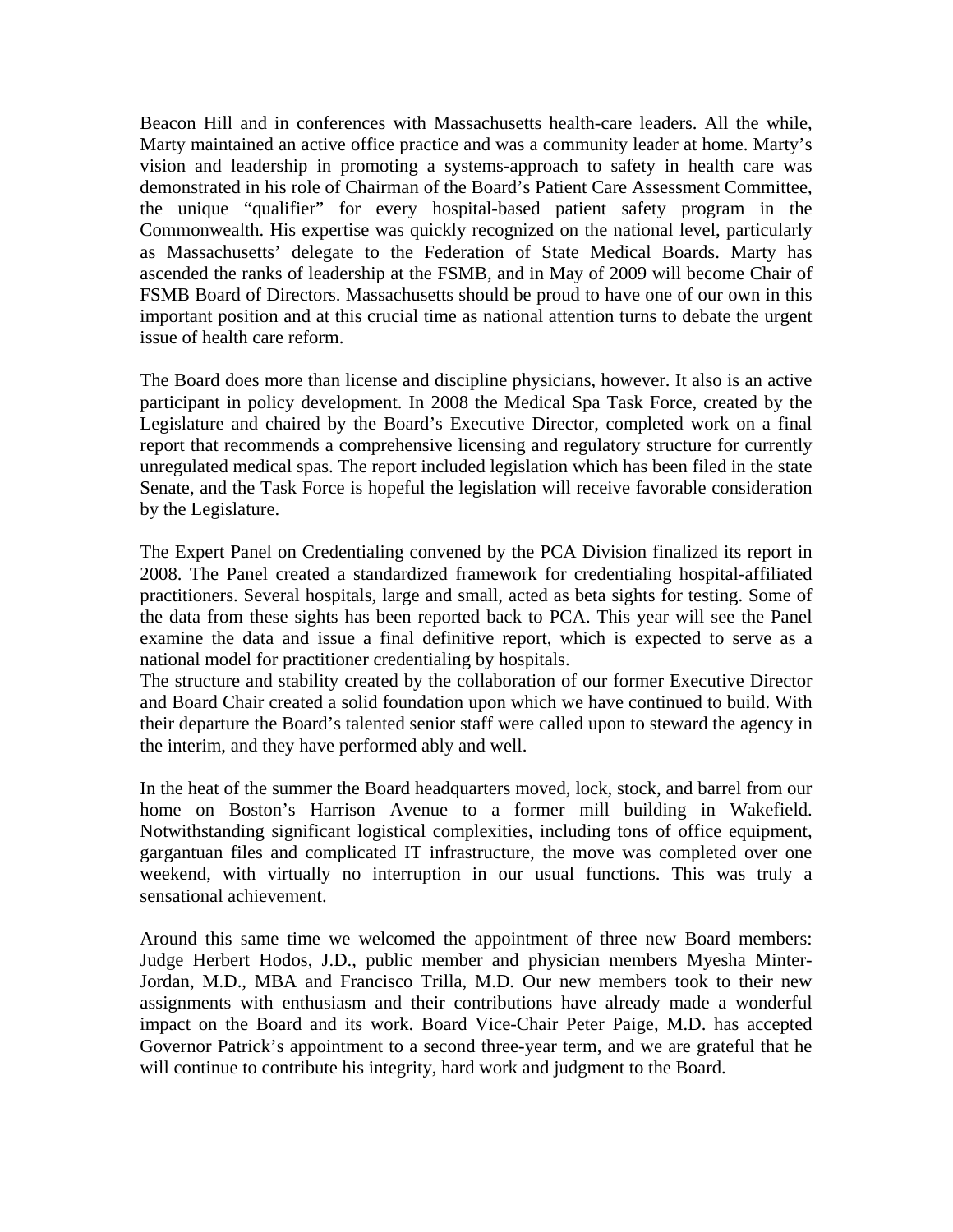Beacon Hill and in conferences with Massachusetts health-care leaders. All the while, Marty maintained an active office practice and was a community leader at home. Marty's vision and leadership in promoting a systems-approach to safety in health care was demonstrated in his role of Chairman of the Board's Patient Care Assessment Committee, the unique "qualifier" for every hospital-based patient safety program in the Commonwealth. His expertise was quickly recognized on the national level, particularly as Massachusetts' delegate to the Federation of State Medical Boards. Marty has ascended the ranks of leadership at the FSMB, and in May of 2009 will become Chair of FSMB Board of Directors. Massachusetts should be proud to have one of our own in this important position and at this crucial time as national attention turns to debate the urgent issue of health care reform.

The Board does more than license and discipline physicians, however. It also is an active participant in policy development. In 2008 the Medical Spa Task Force, created by the Legislature and chaired by the Board's Executive Director, completed work on a final report that recommends a comprehensive licensing and regulatory structure for currently unregulated medical spas. The report included legislation which has been filed in the state Senate, and the Task Force is hopeful the legislation will receive favorable consideration by the Legislature.

The Expert Panel on Credentialing convened by the PCA Division finalized its report in 2008. The Panel created a standardized framework for credentialing hospital-affiliated practitioners. Several hospitals, large and small, acted as beta sights for testing. Some of the data from these sights has been reported back to PCA. This year will see the Panel examine the data and issue a final definitive report, which is expected to serve as a national model for practitioner credentialing by hospitals.

The structure and stability created by the collaboration of our former Executive Director and Board Chair created a solid foundation upon which we have continued to build. With their departure the Board's talented senior staff were called upon to steward the agency in the interim, and they have performed ably and well.

In the heat of the summer the Board headquarters moved, lock, stock, and barrel from our home on Boston's Harrison Avenue to a former mill building in Wakefield. Notwithstanding significant logistical complexities, including tons of office equipment, gargantuan files and complicated IT infrastructure, the move was completed over one weekend, with virtually no interruption in our usual functions. This was truly a sensational achievement.

Around this same time we welcomed the appointment of three new Board members: Judge Herbert Hodos, J.D., public member and physician members Myesha Minter-Jordan, M.D., MBA and Francisco Trilla, M.D. Our new members took to their new assignments with enthusiasm and their contributions have already made a wonderful impact on the Board and its work. Board Vice-Chair Peter Paige, M.D. has accepted Governor Patrick's appointment to a second three-year term, and we are grateful that he will continue to contribute his integrity, hard work and judgment to the Board.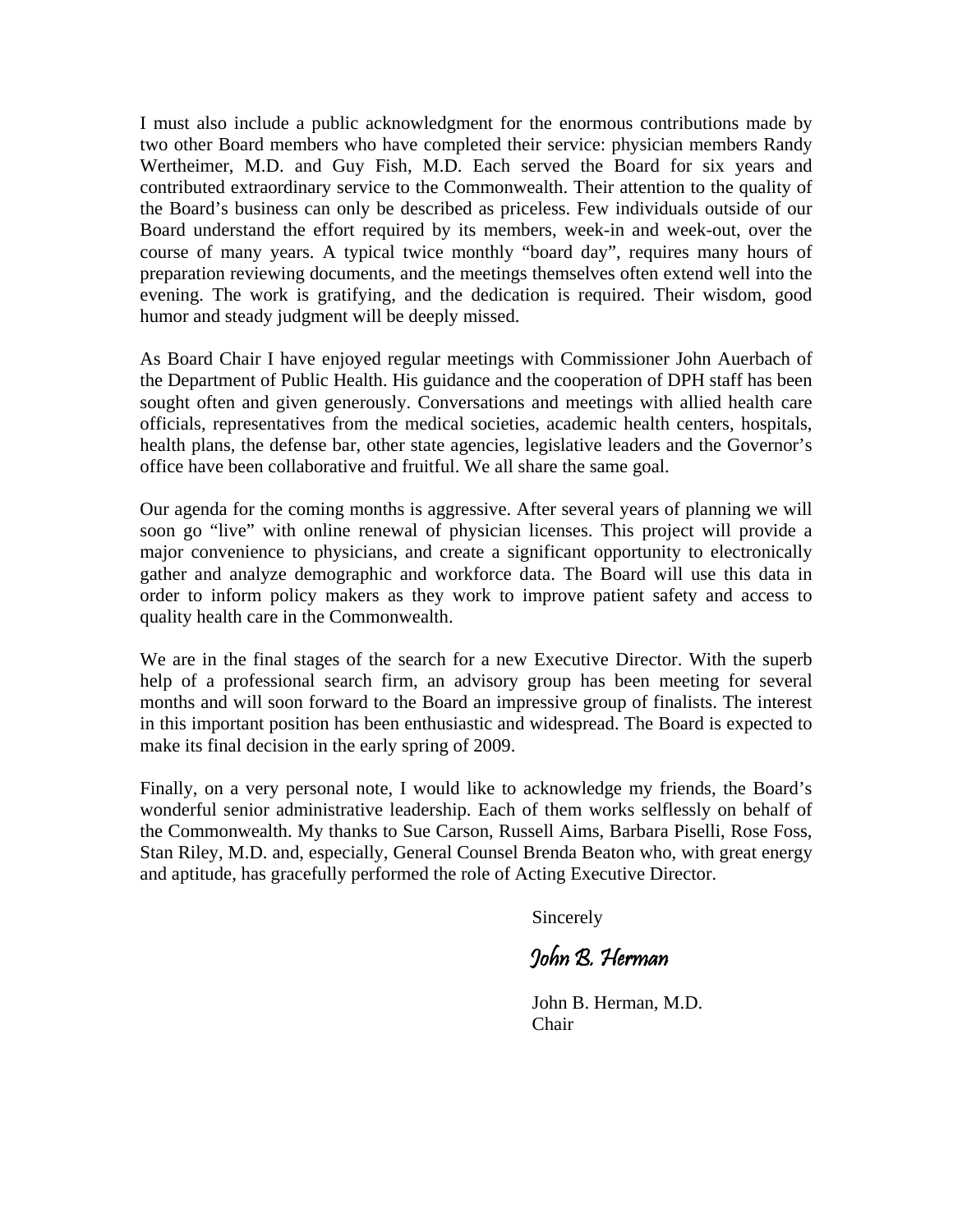I must also include a public acknowledgment for the enormous contributions made by two other Board members who have completed their service: physician members Randy Wertheimer, M.D. and Guy Fish, M.D. Each served the Board for six years and contributed extraordinary service to the Commonwealth. Their attention to the quality of the Board's business can only be described as priceless. Few individuals outside of our Board understand the effort required by its members, week-in and week-out, over the course of many years. A typical twice monthly "board day", requires many hours of preparation reviewing documents, and the meetings themselves often extend well into the evening. The work is gratifying, and the dedication is required. Their wisdom, good humor and steady judgment will be deeply missed.

As Board Chair I have enjoyed regular meetings with Commissioner John Auerbach of the Department of Public Health. His guidance and the cooperation of DPH staff has been sought often and given generously. Conversations and meetings with allied health care officials, representatives from the medical societies, academic health centers, hospitals, health plans, the defense bar, other state agencies, legislative leaders and the Governor's office have been collaborative and fruitful. We all share the same goal.

Our agenda for the coming months is aggressive. After several years of planning we will soon go "live" with online renewal of physician licenses. This project will provide a major convenience to physicians, and create a significant opportunity to electronically gather and analyze demographic and workforce data. The Board will use this data in order to inform policy makers as they work to improve patient safety and access to quality health care in the Commonwealth.

We are in the final stages of the search for a new Executive Director. With the superb help of a professional search firm, an advisory group has been meeting for several months and will soon forward to the Board an impressive group of finalists. The interest in this important position has been enthusiastic and widespread. The Board is expected to make its final decision in the early spring of 2009.

Finally, on a very personal note, I would like to acknowledge my friends, the Board's wonderful senior administrative leadership. Each of them works selflessly on behalf of the Commonwealth. My thanks to Sue Carson, Russell Aims, Barbara Piselli, Rose Foss, Stan Riley, M.D. and, especially, General Counsel Brenda Beaton who, with great energy and aptitude, has gracefully performed the role of Acting Executive Director.

Sincerely

*John B. Herman*

John B. Herman, M.D.
Chair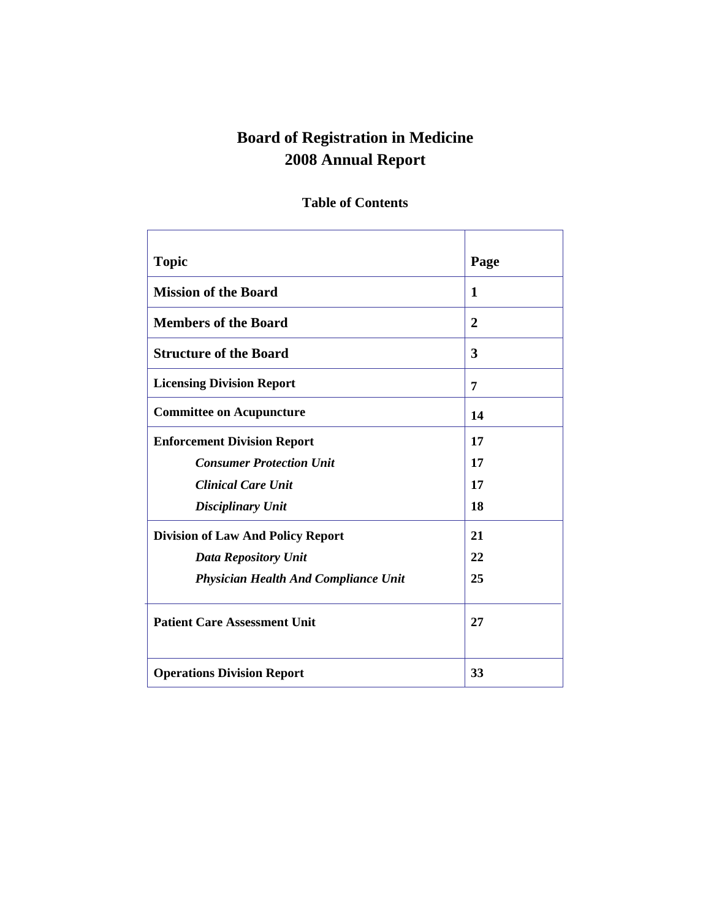# Board of Registration in Medicine
# 2008 Annual Report

## Table of Contents

| Topic | Page |
|---|---|
| **Mission of the Board** | **1** |
| **Members of the Board** | **2** |
| **Structure of the Board** | **3** |
| **Licensing Division Report** | **7** |
| **Committee on Acupuncture** | **14** |
| **Enforcement Division Report** | **17** |
| ***Consumer Protection Unit*** | **17** |
| ***Clinical Care Unit*** | **17** |
| ***Disciplinary Unit*** | **18** |
| **Division of Law And Policy Report** | **21** |
| ***Data Repository Unit*** | **22** |
| ***Physician Health And Compliance Unit*** | **25** |
| **Patient Care Assessment Unit** | **27** |
| **Operations Division Report** | **33** |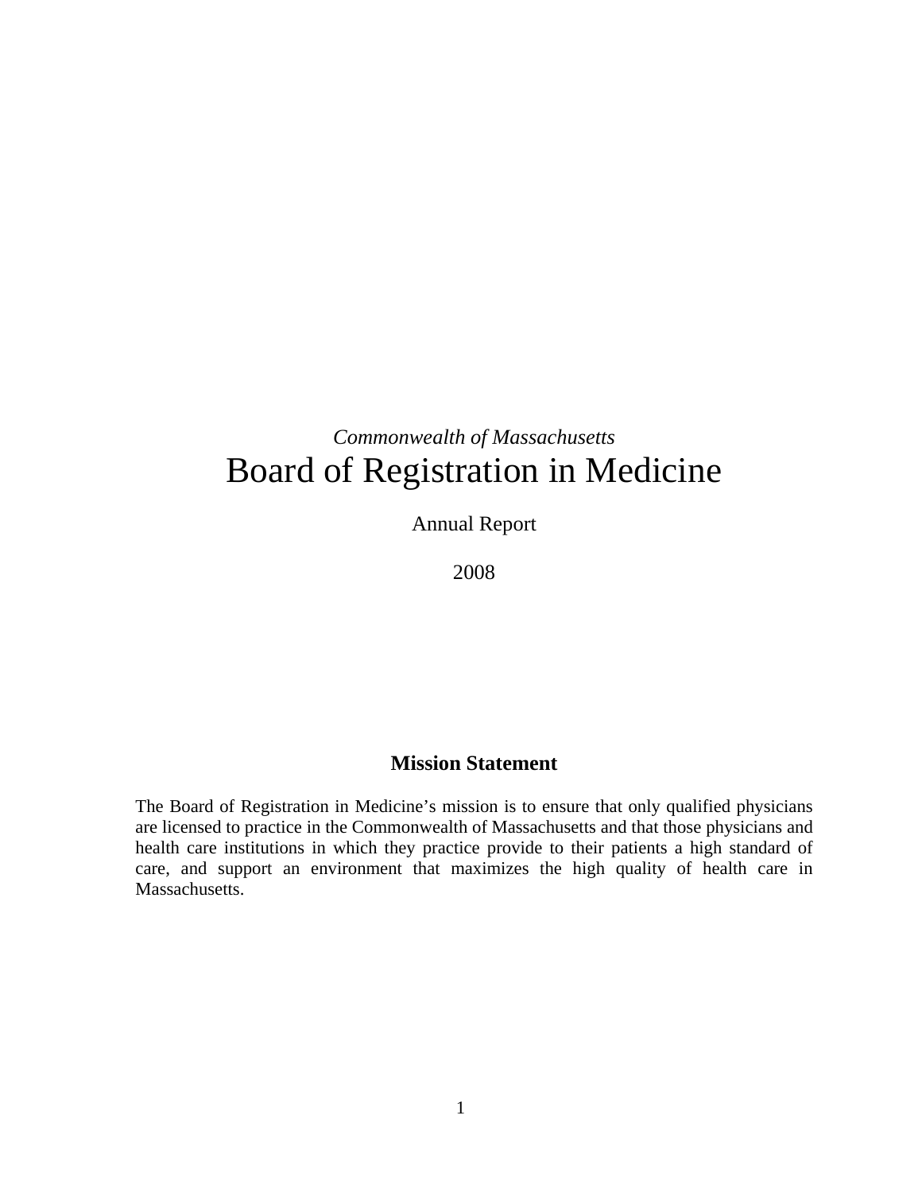*Commonwealth of Massachusetts*

# Board of Registration in Medicine

Annual Report

2008

## Mission Statement

The Board of Registration in Medicine's mission is to ensure that only qualified physicians are licensed to practice in the Commonwealth of Massachusetts and that those physicians and health care institutions in which they practice provide to their patients a high standard of care, and support an environment that maximizes the high quality of health care in Massachusetts.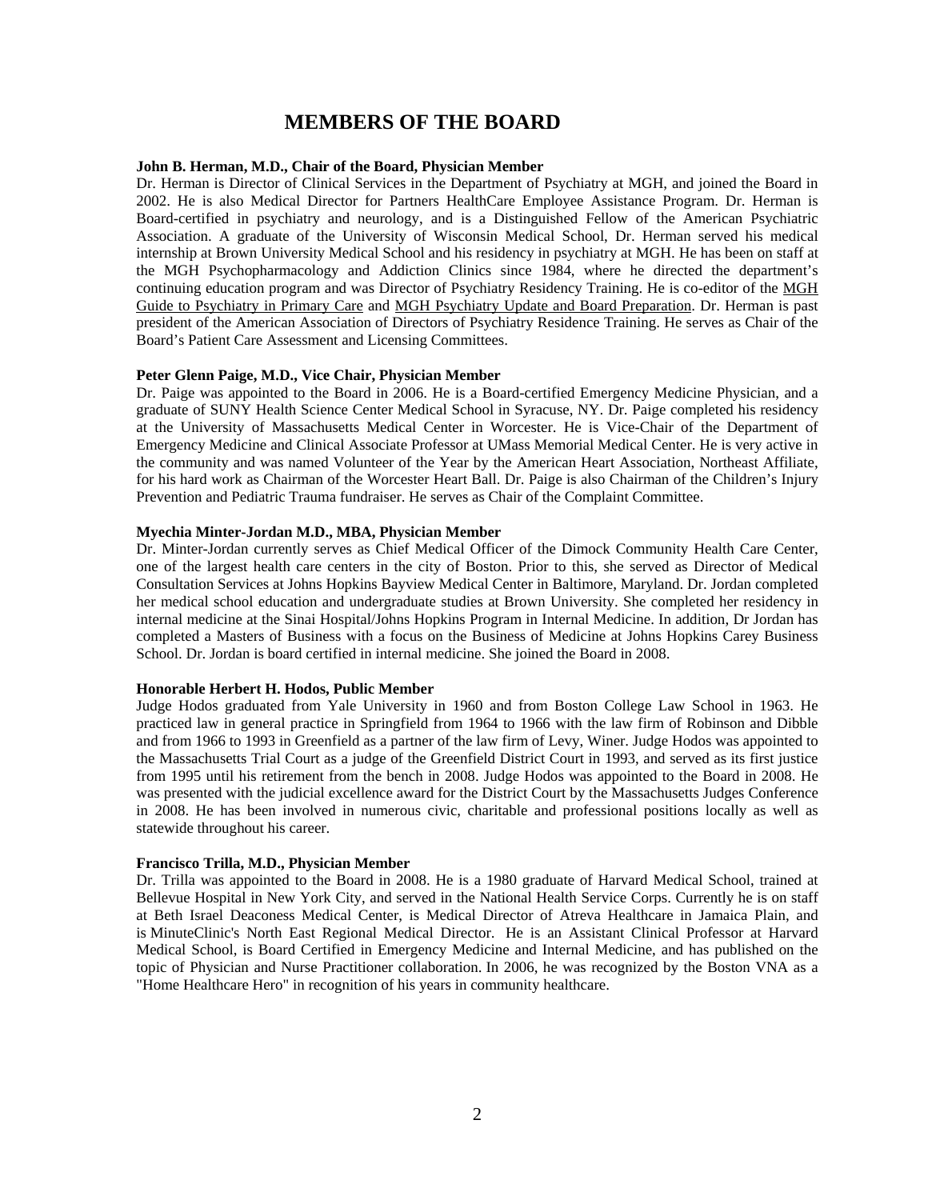# MEMBERS OF THE BOARD

**John B. Herman, M.D., Chair of the Board, Physician Member**

Dr. Herman is Director of Clinical Services in the Department of Psychiatry at MGH, and joined the Board in 2002. He is also Medical Director for Partners HealthCare Employee Assistance Program. Dr. Herman is Board-certified in psychiatry and neurology, and is a Distinguished Fellow of the American Psychiatric Association. A graduate of the University of Wisconsin Medical School, Dr. Herman served his medical internship at Brown University Medical School and his residency in psychiatry at MGH. He has been on staff at the MGH Psychopharmacology and Addiction Clinics since 1984, where he directed the department's continuing education program and was Director of Psychiatry Residency Training. He is co-editor of the MGH Guide to Psychiatry in Primary Care and MGH Psychiatry Update and Board Preparation. Dr. Herman is past president of the American Association of Directors of Psychiatry Residence Training. He serves as Chair of the Board's Patient Care Assessment and Licensing Committees.

**Peter Glenn Paige, M.D., Vice Chair, Physician Member**

Dr. Paige was appointed to the Board in 2006. He is a Board-certified Emergency Medicine Physician, and a graduate of SUNY Health Science Center Medical School in Syracuse, NY. Dr. Paige completed his residency at the University of Massachusetts Medical Center in Worcester. He is Vice-Chair of the Department of Emergency Medicine and Clinical Associate Professor at UMass Memorial Medical Center. He is very active in the community and was named Volunteer of the Year by the American Heart Association, Northeast Affiliate, for his hard work as Chairman of the Worcester Heart Ball. Dr. Paige is also Chairman of the Children's Injury Prevention and Pediatric Trauma fundraiser. He serves as Chair of the Complaint Committee.

**Myechia Minter-Jordan M.D., MBA, Physician Member**

Dr. Minter-Jordan currently serves as Chief Medical Officer of the Dimock Community Health Care Center, one of the largest health care centers in the city of Boston. Prior to this, she served as Director of Medical Consultation Services at Johns Hopkins Bayview Medical Center in Baltimore, Maryland. Dr. Jordan completed her medical school education and undergraduate studies at Brown University. She completed her residency in internal medicine at the Sinai Hospital/Johns Hopkins Program in Internal Medicine. In addition, Dr Jordan has completed a Masters of Business with a focus on the Business of Medicine at Johns Hopkins Carey Business School. Dr. Jordan is board certified in internal medicine. She joined the Board in 2008.

**Honorable Herbert H. Hodos, Public Member**

Judge Hodos graduated from Yale University in 1960 and from Boston College Law School in 1963. He practiced law in general practice in Springfield from 1964 to 1966 with the law firm of Robinson and Dibble and from 1966 to 1993 in Greenfield as a partner of the law firm of Levy, Winer. Judge Hodos was appointed to the Massachusetts Trial Court as a judge of the Greenfield District Court in 1993, and served as its first justice from 1995 until his retirement from the bench in 2008. Judge Hodos was appointed to the Board in 2008. He was presented with the judicial excellence award for the District Court by the Massachusetts Judges Conference in 2008. He has been involved in numerous civic, charitable and professional positions locally as well as statewide throughout his career.

**Francisco Trilla, M.D., Physician Member**

Dr. Trilla was appointed to the Board in 2008. He is a 1980 graduate of Harvard Medical School, trained at Bellevue Hospital in New York City, and served in the National Health Service Corps. Currently he is on staff at Beth Israel Deaconess Medical Center, is Medical Director of Atreva Healthcare in Jamaica Plain, and is MinuteClinic's North East Regional Medical Director. He is an Assistant Clinical Professor at Harvard Medical School, is Board Certified in Emergency Medicine and Internal Medicine, and has published on the topic of Physician and Nurse Practitioner collaboration. In 2006, he was recognized by the Boston VNA as a "Home Healthcare Hero" in recognition of his years in community healthcare.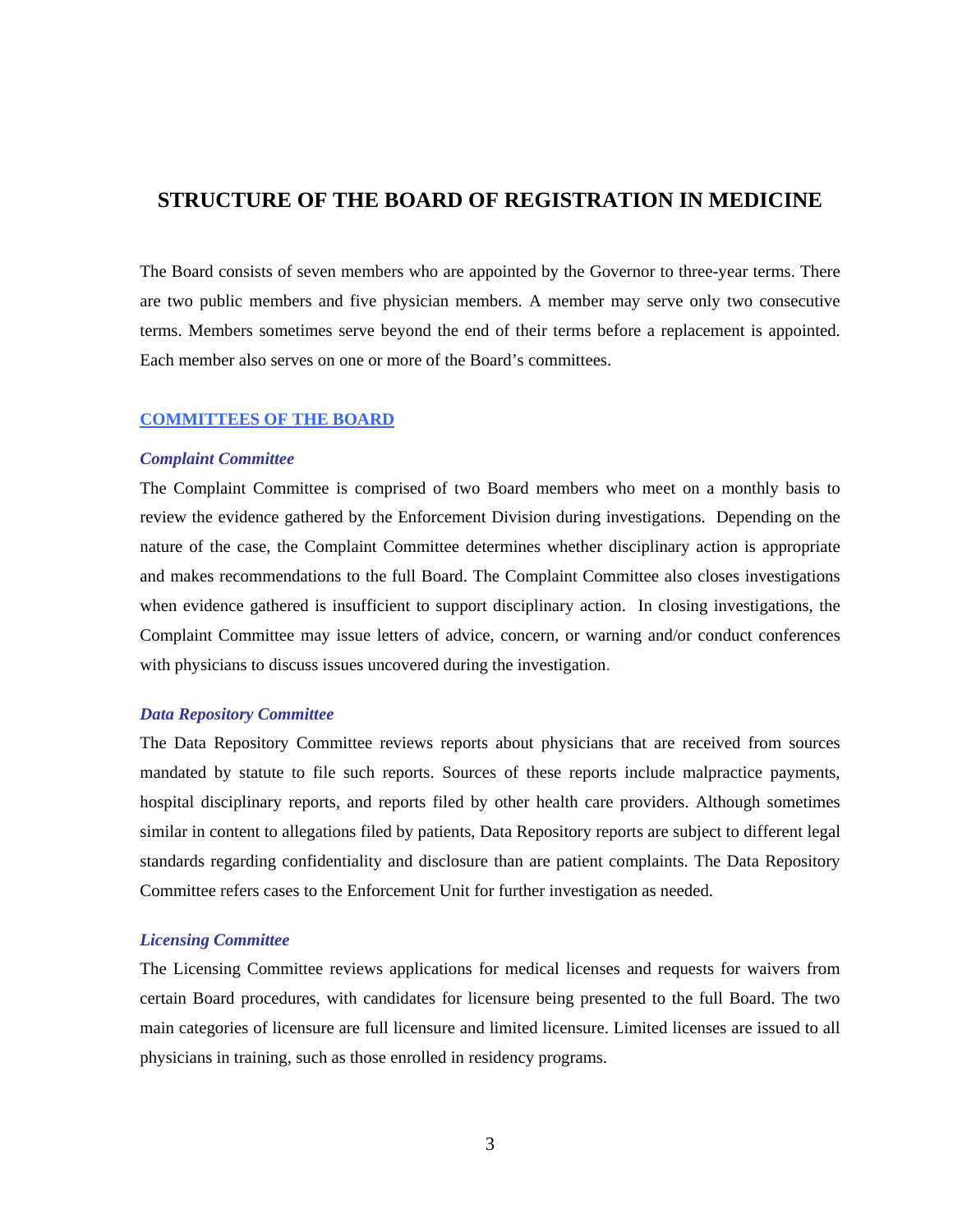# STRUCTURE OF THE BOARD OF REGISTRATION IN MEDICINE

The Board consists of seven members who are appointed by the Governor to three-year terms. There are two public members and five physician members. A member may serve only two consecutive terms. Members sometimes serve beyond the end of their terms before a replacement is appointed. Each member also serves on one or more of the Board's committees.

## COMMITTEES OF THE BOARD

### *Complaint Committee*

The Complaint Committee is comprised of two Board members who meet on a monthly basis to review the evidence gathered by the Enforcement Division during investigations. Depending on the nature of the case, the Complaint Committee determines whether disciplinary action is appropriate and makes recommendations to the full Board. The Complaint Committee also closes investigations when evidence gathered is insufficient to support disciplinary action. In closing investigations, the Complaint Committee may issue letters of advice, concern, or warning and/or conduct conferences with physicians to discuss issues uncovered during the investigation.

### *Data Repository Committee*

The Data Repository Committee reviews reports about physicians that are received from sources mandated by statute to file such reports. Sources of these reports include malpractice payments, hospital disciplinary reports, and reports filed by other health care providers. Although sometimes similar in content to allegations filed by patients, Data Repository reports are subject to different legal standards regarding confidentiality and disclosure than are patient complaints. The Data Repository Committee refers cases to the Enforcement Unit for further investigation as needed.

### *Licensing Committee*

The Licensing Committee reviews applications for medical licenses and requests for waivers from certain Board procedures, with candidates for licensure being presented to the full Board. The two main categories of licensure are full licensure and limited licensure. Limited licenses are issued to all physicians in training, such as those enrolled in residency programs.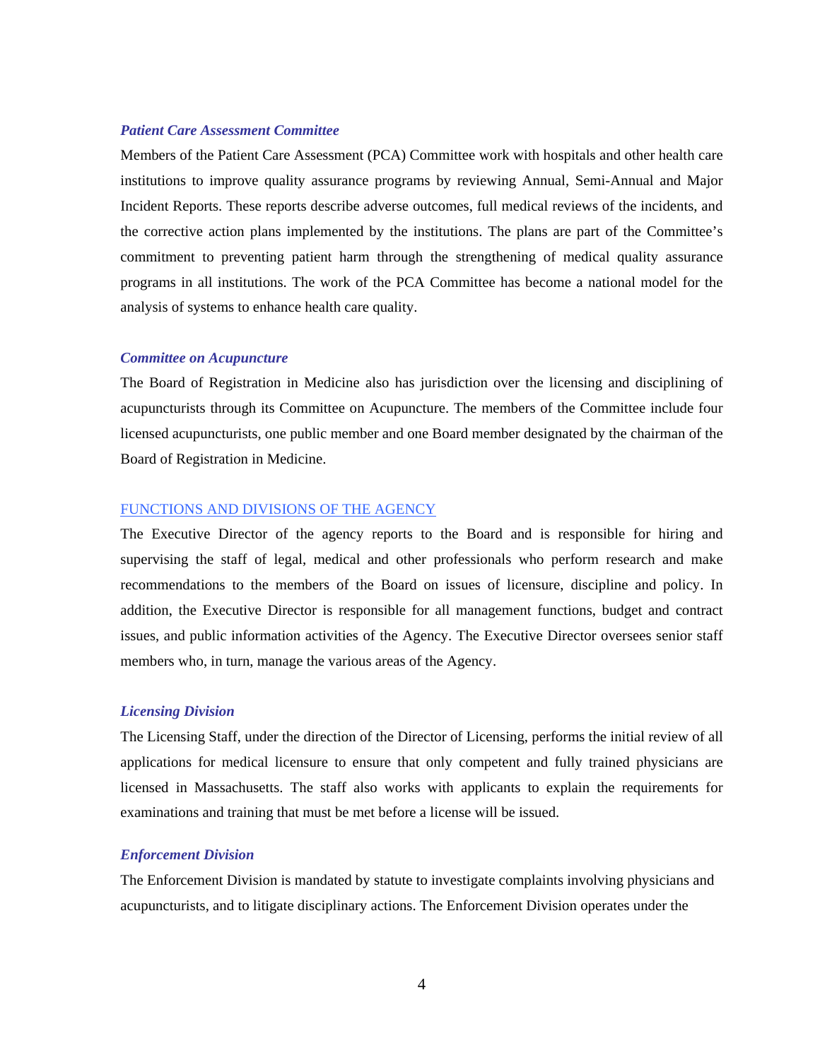### *Patient Care Assessment Committee*

Members of the Patient Care Assessment (PCA) Committee work with hospitals and other health care institutions to improve quality assurance programs by reviewing Annual, Semi-Annual and Major Incident Reports. These reports describe adverse outcomes, full medical reviews of the incidents, and the corrective action plans implemented by the institutions. The plans are part of the Committee's commitment to preventing patient harm through the strengthening of medical quality assurance programs in all institutions. The work of the PCA Committee has become a national model for the analysis of systems to enhance health care quality.

### *Committee on Acupuncture*

The Board of Registration in Medicine also has jurisdiction over the licensing and disciplining of acupuncturists through its Committee on Acupuncture. The members of the Committee include four licensed acupuncturists, one public member and one Board member designated by the chairman of the Board of Registration in Medicine.

## FUNCTIONS AND DIVISIONS OF THE AGENCY

The Executive Director of the agency reports to the Board and is responsible for hiring and supervising the staff of legal, medical and other professionals who perform research and make recommendations to the members of the Board on issues of licensure, discipline and policy. In addition, the Executive Director is responsible for all management functions, budget and contract issues, and public information activities of the Agency. The Executive Director oversees senior staff members who, in turn, manage the various areas of the Agency.

### *Licensing Division*

The Licensing Staff, under the direction of the Director of Licensing, performs the initial review of all applications for medical licensure to ensure that only competent and fully trained physicians are licensed in Massachusetts. The staff also works with applicants to explain the requirements for examinations and training that must be met before a license will be issued.

### *Enforcement Division*

The Enforcement Division is mandated by statute to investigate complaints involving physicians and acupuncturists, and to litigate disciplinary actions. The Enforcement Division operates under the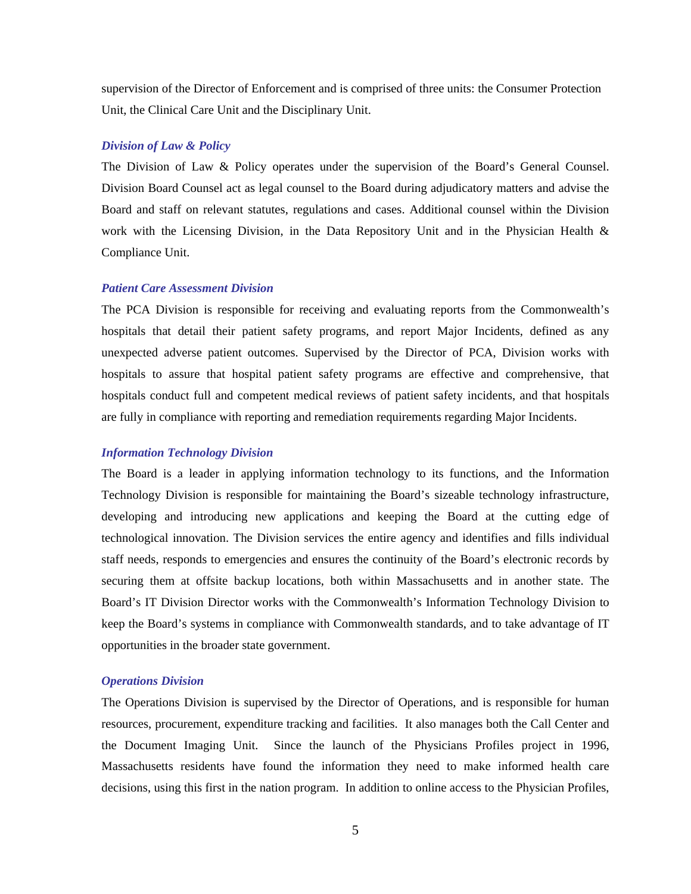supervision of the Director of Enforcement and is comprised of three units: the Consumer Protection Unit, the Clinical Care Unit and the Disciplinary Unit.

### *Division of Law & Policy*

The Division of Law & Policy operates under the supervision of the Board's General Counsel. Division Board Counsel act as legal counsel to the Board during adjudicatory matters and advise the Board and staff on relevant statutes, regulations and cases. Additional counsel within the Division work with the Licensing Division, in the Data Repository Unit and in the Physician Health & Compliance Unit.

### *Patient Care Assessment Division*

The PCA Division is responsible for receiving and evaluating reports from the Commonwealth's hospitals that detail their patient safety programs, and report Major Incidents, defined as any unexpected adverse patient outcomes. Supervised by the Director of PCA, Division works with hospitals to assure that hospital patient safety programs are effective and comprehensive, that hospitals conduct full and competent medical reviews of patient safety incidents, and that hospitals are fully in compliance with reporting and remediation requirements regarding Major Incidents.

### *Information Technology Division*

The Board is a leader in applying information technology to its functions, and the Information Technology Division is responsible for maintaining the Board's sizeable technology infrastructure, developing and introducing new applications and keeping the Board at the cutting edge of technological innovation. The Division services the entire agency and identifies and fills individual staff needs, responds to emergencies and ensures the continuity of the Board's electronic records by securing them at offsite backup locations, both within Massachusetts and in another state. The Board's IT Division Director works with the Commonwealth's Information Technology Division to keep the Board's systems in compliance with Commonwealth standards, and to take advantage of IT opportunities in the broader state government.

### *Operations Division*

The Operations Division is supervised by the Director of Operations, and is responsible for human resources, procurement, expenditure tracking and facilities. It also manages both the Call Center and the Document Imaging Unit. Since the launch of the Physicians Profiles project in 1996, Massachusetts residents have found the information they need to make informed health care decisions, using this first in the nation program. In addition to online access to the Physician Profiles,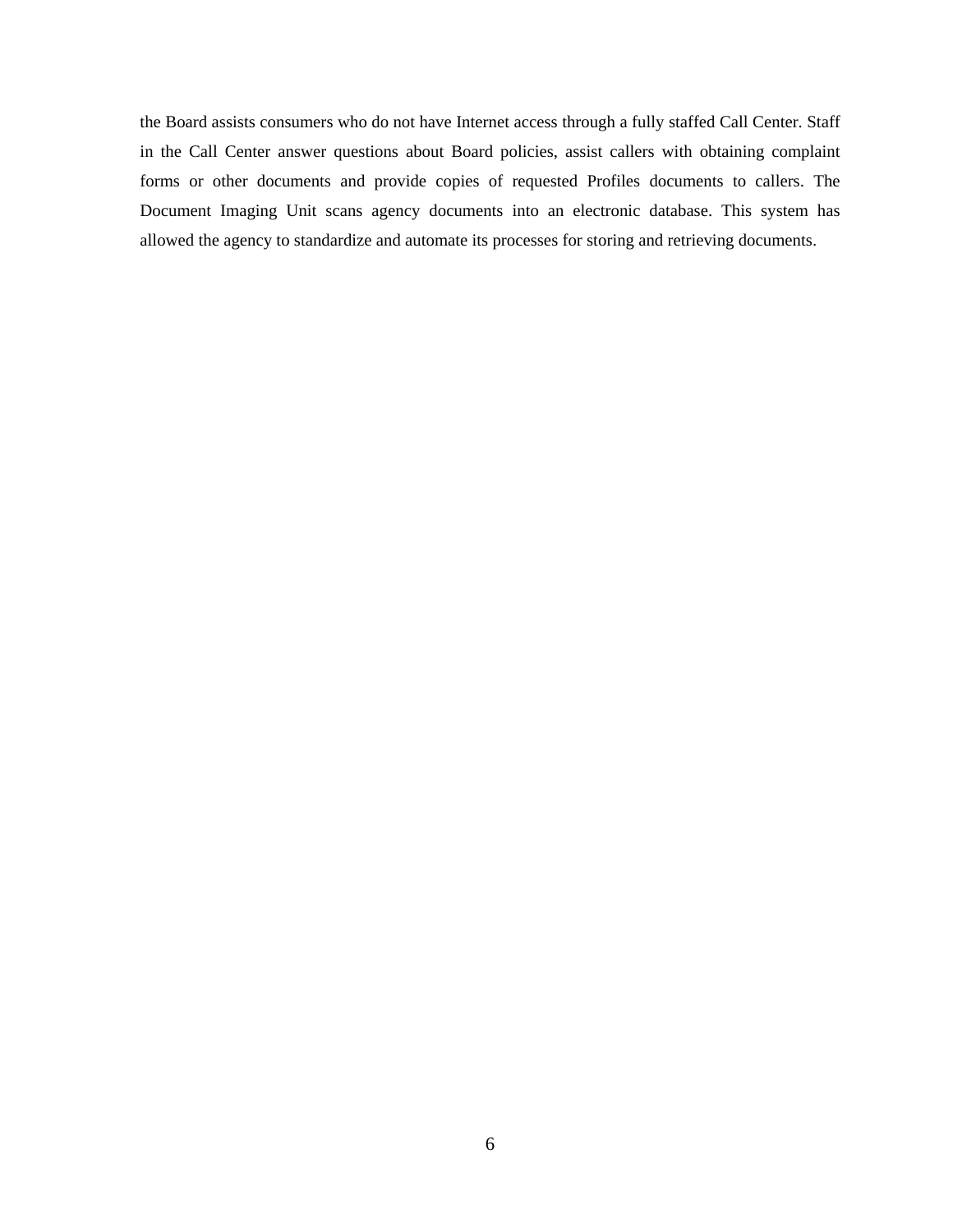the Board assists consumers who do not have Internet access through a fully staffed Call Center. Staff in the Call Center answer questions about Board policies, assist callers with obtaining complaint forms or other documents and provide copies of requested Profiles documents to callers. The Document Imaging Unit scans agency documents into an electronic database. This system has allowed the agency to standardize and automate its processes for storing and retrieving documents.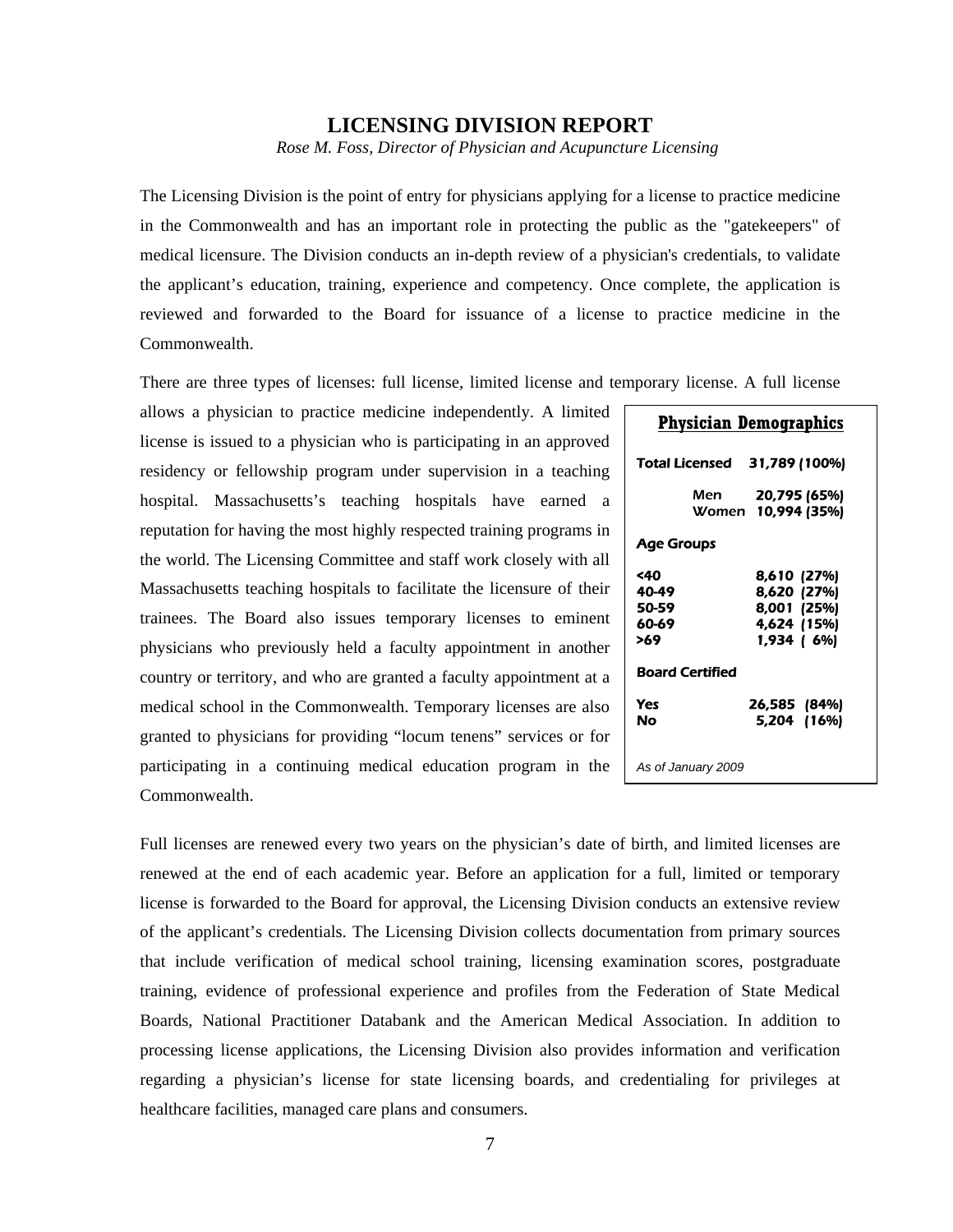# LICENSING DIVISION REPORT

*Rose M. Foss, Director of Physician and Acupuncture Licensing*

The Licensing Division is the point of entry for physicians applying for a license to practice medicine in the Commonwealth and has an important role in protecting the public as the "gatekeepers" of medical licensure. The Division conducts an in-depth review of a physician's credentials, to validate the applicant's education, training, experience and competency. Once complete, the application is reviewed and forwarded to the Board for issuance of a license to practice medicine in the Commonwealth.

There are three types of licenses: full license, limited license and temporary license. A full license allows a physician to practice medicine independently. A limited license is issued to a physician who is participating in an approved residency or fellowship program under supervision in a teaching hospital. Massachusetts's teaching hospitals have earned a reputation for having the most highly respected training programs in the world. The Licensing Committee and staff work closely with all Massachusetts teaching hospitals to facilitate the licensure of their trainees. The Board also issues temporary licenses to eminent physicians who previously held a faculty appointment in another country or territory, and who are granted a faculty appointment at a medical school in the Commonwealth. Temporary licenses are also granted to physicians for providing "locum tenens" services or for participating in a continuing medical education program in the Commonwealth.

**Physician Demographics**

| | |
|---|---|
| **Total Licensed** | **31,789 (100%)** |
| Men | 20,795 (65%) |
| Women | 10,994 (35%) |
| **Age Groups** | |
| <40 | 8,610 (27%) |
| 40-49 | 8,620 (27%) |
| 50-59 | 8,001 (25%) |
| 60-69 | 4,624 (15%) |
| >69 | 1,934 ( 6%) |
| **Board Certified** | |
| Yes | 26,585 (84%) |
| No | 5,204 (16%) |

*As of January 2009*

Full licenses are renewed every two years on the physician's date of birth, and limited licenses are renewed at the end of each academic year. Before an application for a full, limited or temporary license is forwarded to the Board for approval, the Licensing Division conducts an extensive review of the applicant's credentials. The Licensing Division collects documentation from primary sources that include verification of medical school training, licensing examination scores, postgraduate training, evidence of professional experience and profiles from the Federation of State Medical Boards, National Practitioner Databank and the American Medical Association. In addition to processing license applications, the Licensing Division also provides information and verification regarding a physician's license for state licensing boards, and credentialing for privileges at healthcare facilities, managed care plans and consumers.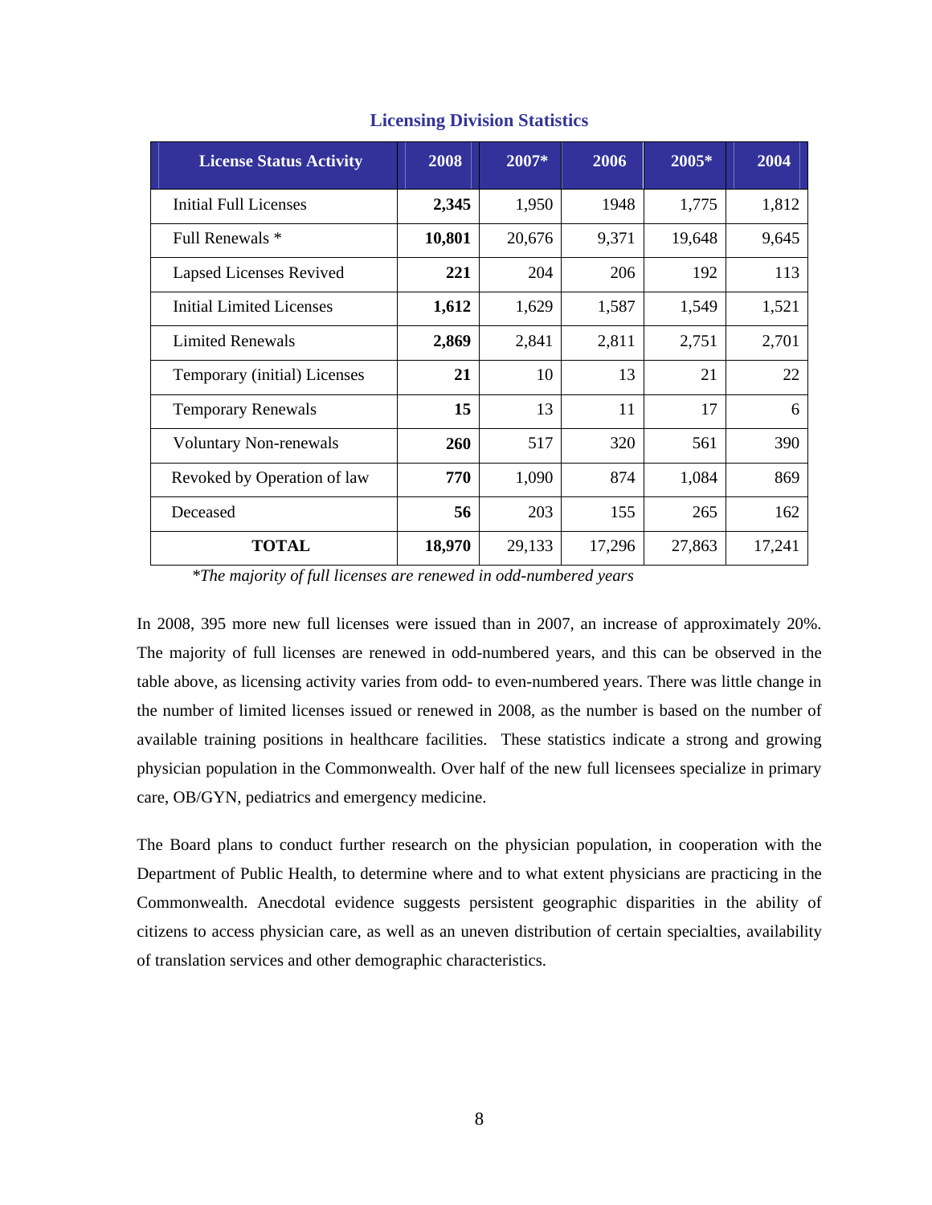## Licensing Division Statistics

| License Status Activity | 2008 | 2007* | 2006 | 2005* | 2004 |
|---|---|---|---|---|---|
| Initial Full Licenses | **2,345** | 1,950 | 1948 | 1,775 | 1,812 |
| Full Renewals * | **10,801** | 20,676 | 9,371 | 19,648 | 9,645 |
| Lapsed Licenses Revived | **221** | 204 | 206 | 192 | 113 |
| Initial Limited Licenses | **1,612** | 1,629 | 1,587 | 1,549 | 1,521 |
| Limited Renewals | **2,869** | 2,841 | 2,811 | 2,751 | 2,701 |
| Temporary (initial) Licenses | **21** | 10 | 13 | 21 | 22 |
| Temporary Renewals | **15** | 13 | 11 | 17 | 6 |
| Voluntary Non-renewals | **260** | 517 | 320 | 561 | 390 |
| Revoked by Operation of law | **770** | 1,090 | 874 | 1,084 | 869 |
| Deceased | **56** | 203 | 155 | 265 | 162 |
| **TOTAL** | **18,970** | 29,133 | 17,296 | 27,863 | 17,241 |

*\*The majority of full licenses are renewed in odd-numbered years*

In 2008, 395 more new full licenses were issued than in 2007, an increase of approximately 20%. The majority of full licenses are renewed in odd-numbered years, and this can be observed in the table above, as licensing activity varies from odd- to even-numbered years. There was little change in the number of limited licenses issued or renewed in 2008, as the number is based on the number of available training positions in healthcare facilities. These statistics indicate a strong and growing physician population in the Commonwealth. Over half of the new full licensees specialize in primary care, OB/GYN, pediatrics and emergency medicine.

The Board plans to conduct further research on the physician population, in cooperation with the Department of Public Health, to determine where and to what extent physicians are practicing in the Commonwealth. Anecdotal evidence suggests persistent geographic disparities in the ability of citizens to access physician care, as well as an uneven distribution of certain specialties, availability of translation services and other demographic characteristics.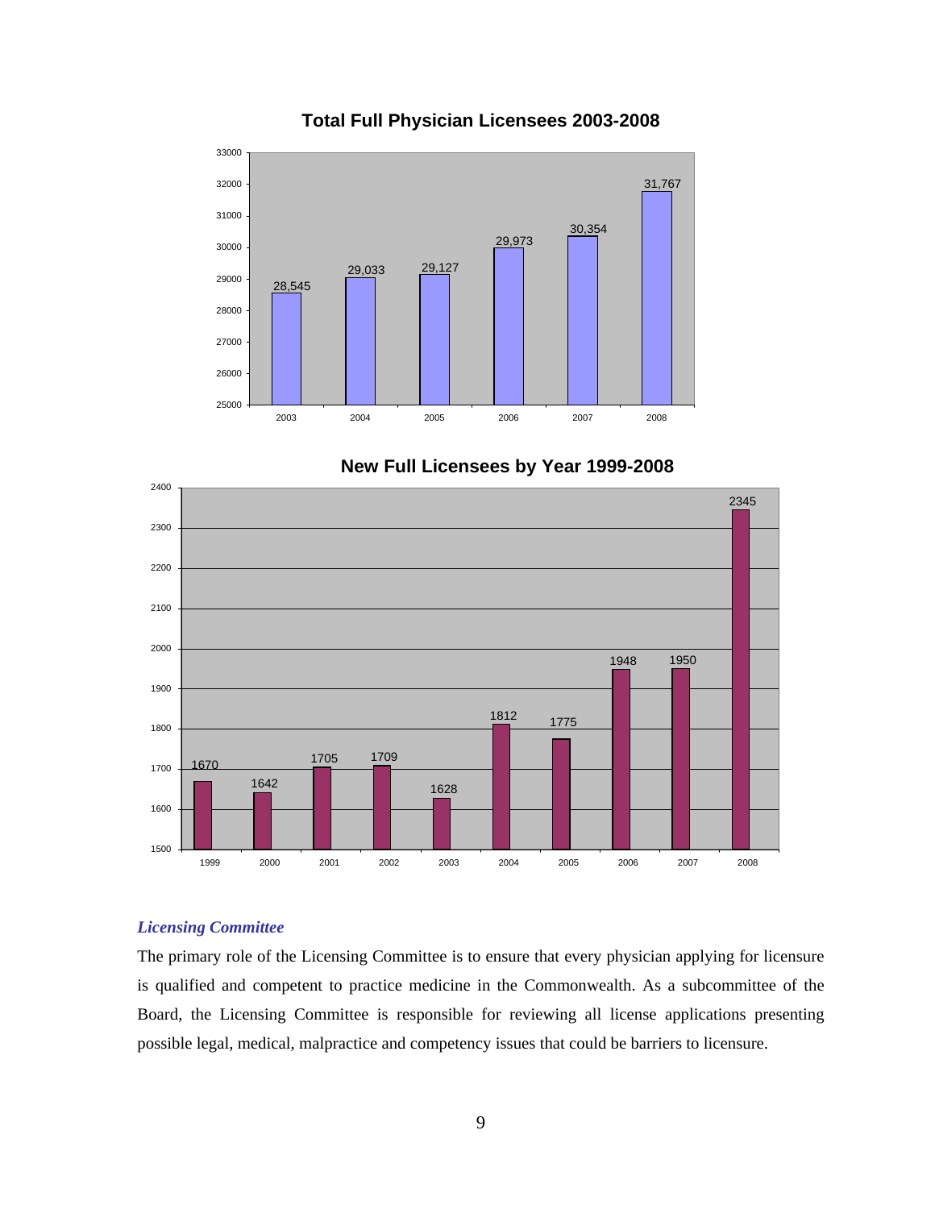**Total Full Physician Licensees 2003-2008**

| Year | Licensees |
|---|---|
| 2003 | 28,545 |
| 2004 | 29,033 |
| 2005 | 29,127 |
| 2006 | 29,973 |
| 2007 | 30,354 |
| 2008 | 31,767 |

**New Full Licensees by Year 1999-2008**

| Year | New Licensees |
|---|---|
| 1999 | 1670 |
| 2000 | 1642 |
| 2001 | 1705 |
| 2002 | 1709 |
| 2003 | 1628 |
| 2004 | 1812 |
| 2005 | 1775 |
| 2006 | 1948 |
| 2007 | 1950 |
| 2008 | 2345 |

### *Licensing Committee*

The primary role of the Licensing Committee is to ensure that every physician applying for licensure is qualified and competent to practice medicine in the Commonwealth. As a subcommittee of the Board, the Licensing Committee is responsible for reviewing all license applications presenting possible legal, medical, malpractice and competency issues that could be barriers to licensure.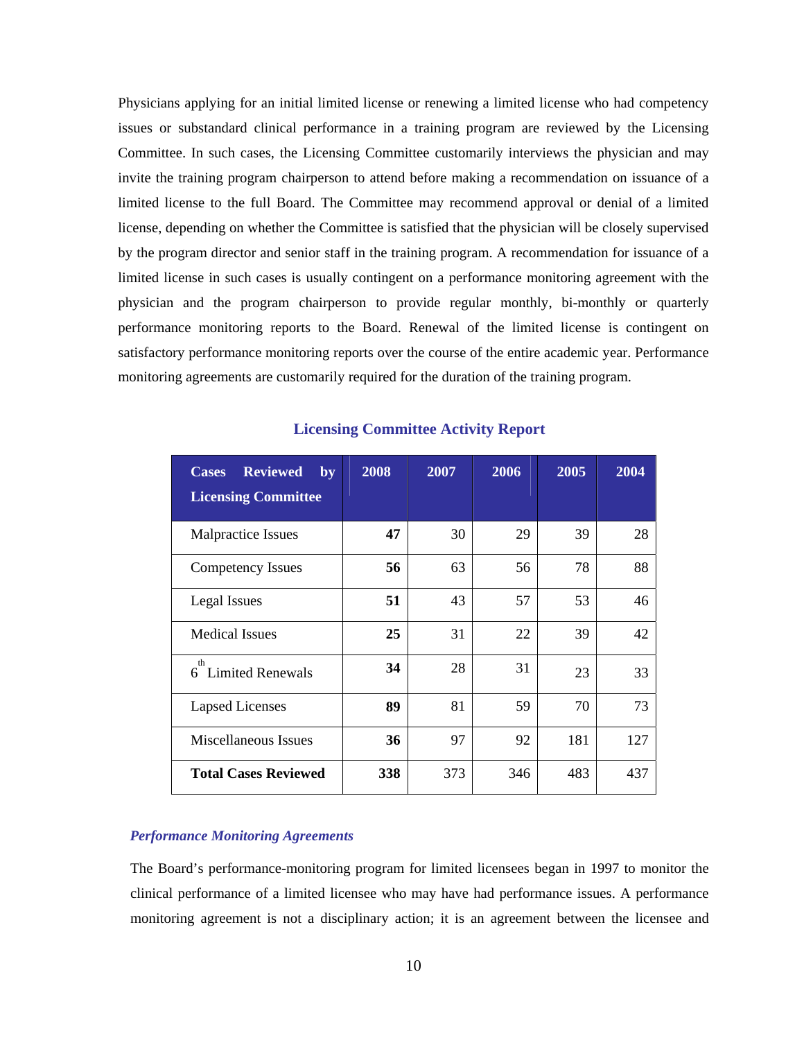Physicians applying for an initial limited license or renewing a limited license who had competency issues or substandard clinical performance in a training program are reviewed by the Licensing Committee. In such cases, the Licensing Committee customarily interviews the physician and may invite the training program chairperson to attend before making a recommendation on issuance of a limited license to the full Board. The Committee may recommend approval or denial of a limited license, depending on whether the Committee is satisfied that the physician will be closely supervised by the program director and senior staff in the training program. A recommendation for issuance of a limited license in such cases is usually contingent on a performance monitoring agreement with the physician and the program chairperson to provide regular monthly, bi-monthly or quarterly performance monitoring reports to the Board. Renewal of the limited license is contingent on satisfactory performance monitoring reports over the course of the entire academic year. Performance monitoring agreements are customarily required for the duration of the training program.

## Licensing Committee Activity Report

| Cases Reviewed by Licensing Committee | 2008 | 2007 | 2006 | 2005 | 2004 |
|---|---|---|---|---|---|
| Malpractice Issues | **47** | 30 | 29 | 39 | 28 |
| Competency Issues | **56** | 63 | 56 | 78 | 88 |
| Legal Issues | **51** | 43 | 57 | 53 | 46 |
| Medical Issues | **25** | 31 | 22 | 39 | 42 |
| 6th Limited Renewals | **34** | 28 | 31 | 23 | 33 |
| Lapsed Licenses | **89** | 81 | 59 | 70 | 73 |
| Miscellaneous Issues | **36** | 97 | 92 | 181 | 127 |
| **Total Cases Reviewed** | **338** | 373 | 346 | 483 | 437 |

### *Performance Monitoring Agreements*

The Board's performance-monitoring program for limited licensees began in 1997 to monitor the clinical performance of a limited licensee who may have had performance issues. A performance monitoring agreement is not a disciplinary action; it is an agreement between the licensee and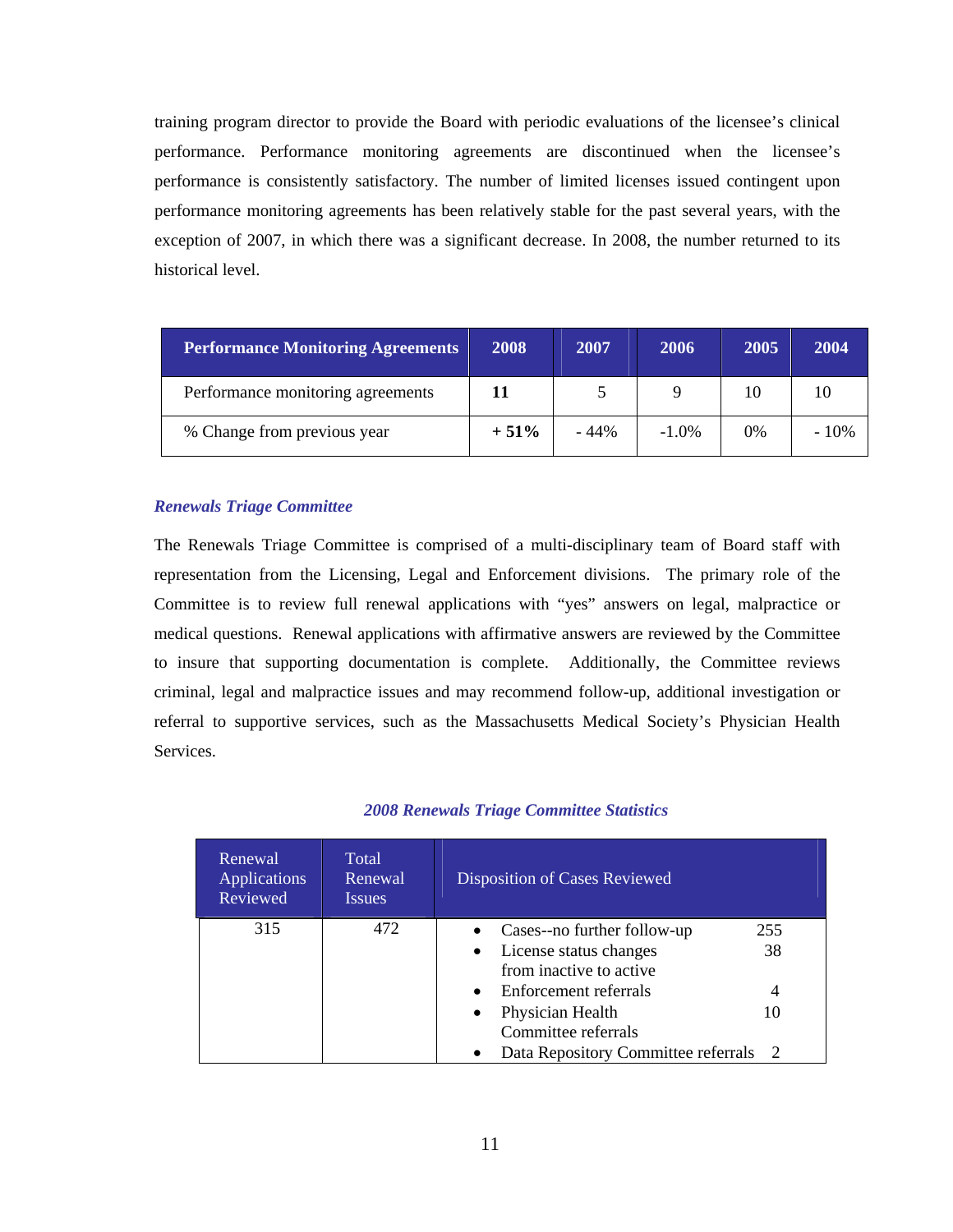training program director to provide the Board with periodic evaluations of the licensee's clinical performance. Performance monitoring agreements are discontinued when the licensee's performance is consistently satisfactory. The number of limited licenses issued contingent upon performance monitoring agreements has been relatively stable for the past several years, with the exception of 2007, in which there was a significant decrease. In 2008, the number returned to its historical level.

| Performance Monitoring Agreements | 2008 | 2007 | 2006 | 2005 | 2004 |
|---|---|---|---|---|---|
| Performance monitoring agreements | **11** | 5 | 9 | 10 | 10 |
| % Change from previous year | **+ 51%** | - 44% | -1.0% | 0% | - 10% |

### *Renewals Triage Committee*

The Renewals Triage Committee is comprised of a multi-disciplinary team of Board staff with representation from the Licensing, Legal and Enforcement divisions. The primary role of the Committee is to review full renewal applications with "yes" answers on legal, malpractice or medical questions. Renewal applications with affirmative answers are reviewed by the Committee to insure that supporting documentation is complete. Additionally, the Committee reviews criminal, legal and malpractice issues and may recommend follow-up, additional investigation or referral to supportive services, such as the Massachusetts Medical Society's Physician Health Services.

*2008 Renewals Triage Committee Statistics*

| Renewal Applications Reviewed | Total Renewal Issues | Disposition of Cases Reviewed |
|---|---|---|
| 315 | 472 | • Cases--no further follow-up 255<br>• License status changes from inactive to active 38<br>• Enforcement referrals 4<br>• Physician Health Committee referrals 10<br>• Data Repository Committee referrals 2 |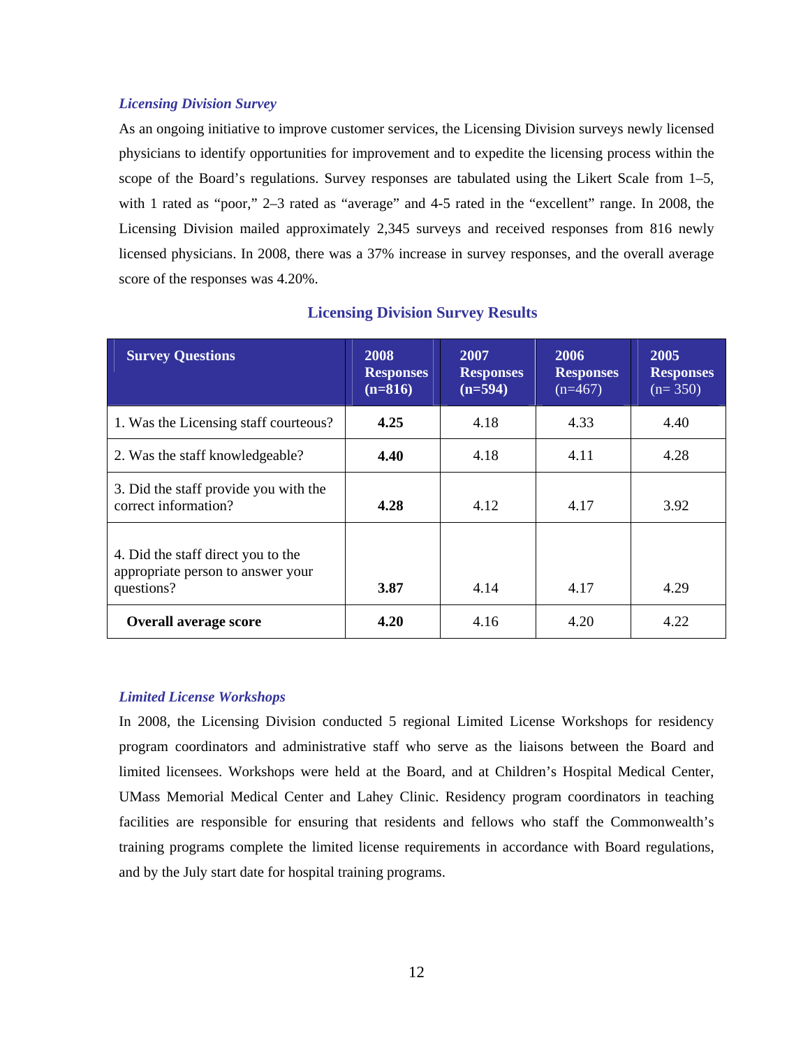### *Licensing Division Survey*

As an ongoing initiative to improve customer services, the Licensing Division surveys newly licensed physicians to identify opportunities for improvement and to expedite the licensing process within the scope of the Board's regulations. Survey responses are tabulated using the Likert Scale from 1–5, with 1 rated as "poor," 2–3 rated as "average" and 4-5 rated in the "excellent" range. In 2008, the Licensing Division mailed approximately 2,345 surveys and received responses from 816 newly licensed physicians. In 2008, there was a 37% increase in survey responses, and the overall average score of the responses was 4.20%.

**Licensing Division Survey Results**

| Survey Questions | 2008 Responses (n=816) | 2007 Responses (n=594) | 2006 Responses (n=467) | 2005 Responses (n= 350) |
|---|---|---|---|---|
| 1. Was the Licensing staff courteous? | **4.25** | 4.18 | 4.33 | 4.40 |
| 2. Was the staff knowledgeable? | **4.40** | 4.18 | 4.11 | 4.28 |
| 3. Did the staff provide you with the correct information? | **4.28** | 4.12 | 4.17 | 3.92 |
| 4. Did the staff direct you to the appropriate person to answer your questions? | **3.87** | 4.14 | 4.17 | 4.29 |
| **Overall average score** | **4.20** | 4.16 | 4.20 | 4.22 |

### *Limited License Workshops*

In 2008, the Licensing Division conducted 5 regional Limited License Workshops for residency program coordinators and administrative staff who serve as the liaisons between the Board and limited licensees. Workshops were held at the Board, and at Children's Hospital Medical Center, UMass Memorial Medical Center and Lahey Clinic. Residency program coordinators in teaching facilities are responsible for ensuring that residents and fellows who staff the Commonwealth's training programs complete the limited license requirements in accordance with Board regulations, and by the July start date for hospital training programs.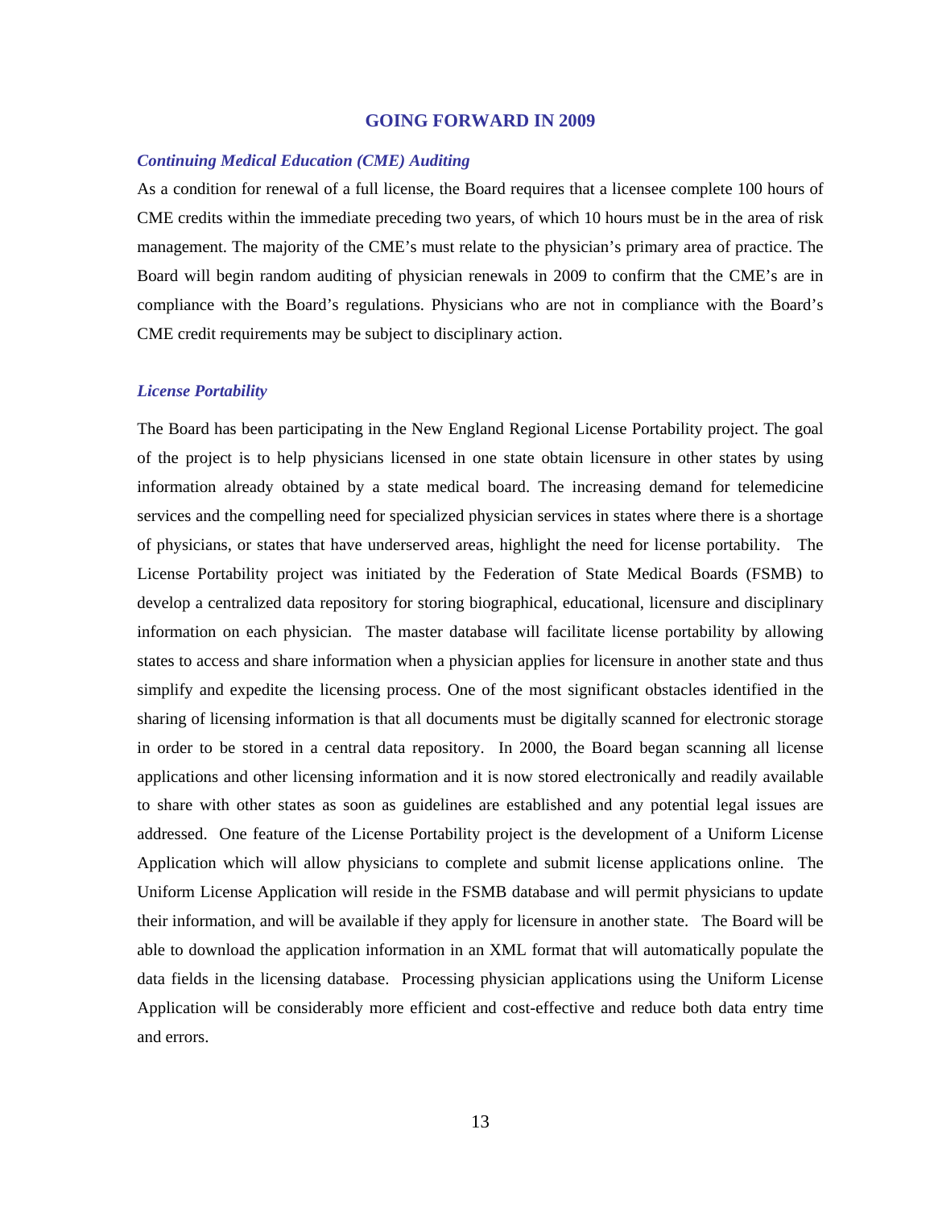## GOING FORWARD IN 2009

### *Continuing Medical Education (CME) Auditing*

As a condition for renewal of a full license, the Board requires that a licensee complete 100 hours of CME credits within the immediate preceding two years, of which 10 hours must be in the area of risk management. The majority of the CME's must relate to the physician's primary area of practice. The Board will begin random auditing of physician renewals in 2009 to confirm that the CME's are in compliance with the Board's regulations. Physicians who are not in compliance with the Board's CME credit requirements may be subject to disciplinary action.

### *License Portability*

The Board has been participating in the New England Regional License Portability project. The goal of the project is to help physicians licensed in one state obtain licensure in other states by using information already obtained by a state medical board. The increasing demand for telemedicine services and the compelling need for specialized physician services in states where there is a shortage of physicians, or states that have underserved areas, highlight the need for license portability. The License Portability project was initiated by the Federation of State Medical Boards (FSMB) to develop a centralized data repository for storing biographical, educational, licensure and disciplinary information on each physician. The master database will facilitate license portability by allowing states to access and share information when a physician applies for licensure in another state and thus simplify and expedite the licensing process. One of the most significant obstacles identified in the sharing of licensing information is that all documents must be digitally scanned for electronic storage in order to be stored in a central data repository. In 2000, the Board began scanning all license applications and other licensing information and it is now stored electronically and readily available to share with other states as soon as guidelines are established and any potential legal issues are addressed. One feature of the License Portability project is the development of a Uniform License Application which will allow physicians to complete and submit license applications online. The Uniform License Application will reside in the FSMB database and will permit physicians to update their information, and will be available if they apply for licensure in another state. The Board will be able to download the application information in an XML format that will automatically populate the data fields in the licensing database. Processing physician applications using the Uniform License Application will be considerably more efficient and cost-effective and reduce both data entry time and errors.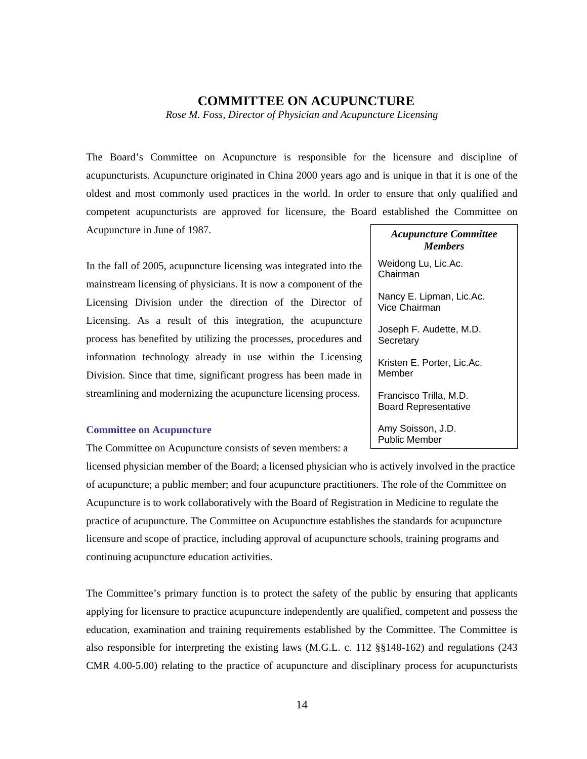## COMMITTEE ON ACUPUNCTURE

*Rose M. Foss, Director of Physician and Acupuncture Licensing*

The Board's Committee on Acupuncture is responsible for the licensure and discipline of acupuncturists. Acupuncture originated in China 2000 years ago and is unique in that it is one of the oldest and most commonly used practices in the world. In order to ensure that only qualified and competent acupuncturists are approved for licensure, the Board established the Committee on Acupuncture in June of 1987.

In the fall of 2005, acupuncture licensing was integrated into the mainstream licensing of physicians. It is now a component of the Licensing Division under the direction of the Director of Licensing. As a result of this integration, the acupuncture process has benefited by utilizing the processes, procedures and information technology already in use within the Licensing Division. Since that time, significant progress has been made in streamlining and modernizing the acupuncture licensing process.

***Acupuncture Committee Members***

Weidong Lu, Lic.Ac.
Chairman

Nancy E. Lipman, Lic.Ac.
Vice Chairman

Joseph F. Audette, M.D.
Secretary

Kristen E. Porter, Lic.Ac.
Member

Francisco Trilla, M.D.
Board Representative

Amy Soisson, J.D.
Public Member

### Committee on Acupuncture

The Committee on Acupuncture consists of seven members: a licensed physician member of the Board; a licensed physician who is actively involved in the practice of acupuncture; a public member; and four acupuncture practitioners. The role of the Committee on Acupuncture is to work collaboratively with the Board of Registration in Medicine to regulate the practice of acupuncture. The Committee on Acupuncture establishes the standards for acupuncture licensure and scope of practice, including approval of acupuncture schools, training programs and continuing acupuncture education activities.

The Committee's primary function is to protect the safety of the public by ensuring that applicants applying for licensure to practice acupuncture independently are qualified, competent and possess the education, examination and training requirements established by the Committee. The Committee is also responsible for interpreting the existing laws (M.G.L. c. 112 §§148-162) and regulations (243 CMR 4.00-5.00) relating to the practice of acupuncture and disciplinary process for acupuncturists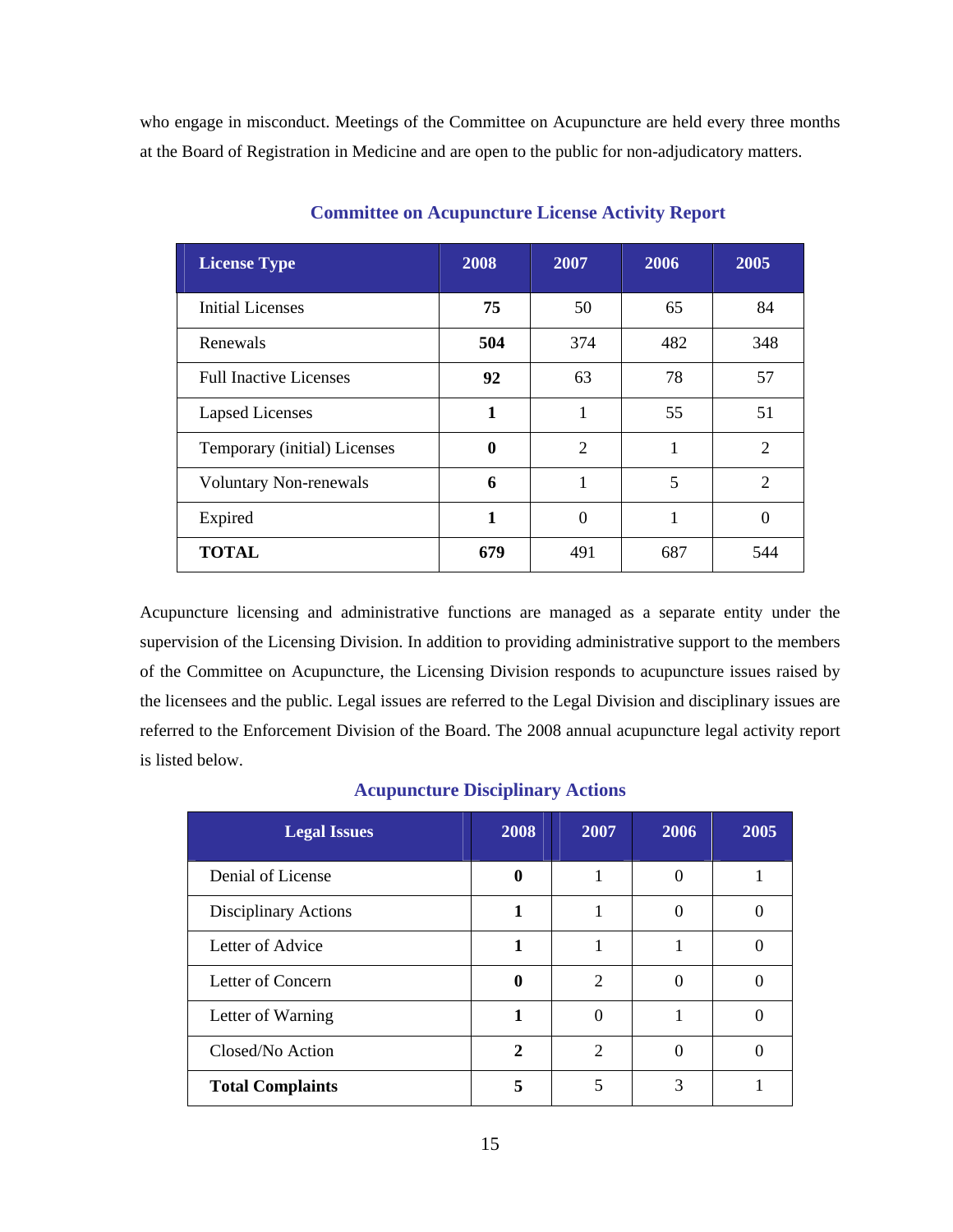who engage in misconduct. Meetings of the Committee on Acupuncture are held every three months at the Board of Registration in Medicine and are open to the public for non-adjudicatory matters.

### Committee on Acupuncture License Activity Report

| License Type | 2008 | 2007 | 2006 | 2005 |
|---|---|---|---|---|
| Initial Licenses | **75** | 50 | 65 | 84 |
| Renewals | **504** | 374 | 482 | 348 |
| Full Inactive Licenses | **92** | 63 | 78 | 57 |
| Lapsed Licenses | **1** | 1 | 55 | 51 |
| Temporary (initial) Licenses | **0** | 2 | 1 | 2 |
| Voluntary Non-renewals | **6** | 1 | 5 | 2 |
| Expired | **1** | 0 | 1 | 0 |
| **TOTAL** | **679** | 491 | 687 | 544 |

Acupuncture licensing and administrative functions are managed as a separate entity under the supervision of the Licensing Division. In addition to providing administrative support to the members of the Committee on Acupuncture, the Licensing Division responds to acupuncture issues raised by the licensees and the public. Legal issues are referred to the Legal Division and disciplinary issues are referred to the Enforcement Division of the Board. The 2008 annual acupuncture legal activity report is listed below.

### Acupuncture Disciplinary Actions

| Legal Issues | 2008 | 2007 | 2006 | 2005 |
|---|---|---|---|---|
| Denial of License | **0** | 1 | 0 | 1 |
| Disciplinary Actions | **1** | 1 | 0 | 0 |
| Letter of Advice | **1** | 1 | 1 | 0 |
| Letter of Concern | **0** | 2 | 0 | 0 |
| Letter of Warning | **1** | 0 | 1 | 0 |
| Closed/No Action | **2** | 2 | 0 | 0 |
| **Total Complaints** | **5** | 5 | 3 | 1 |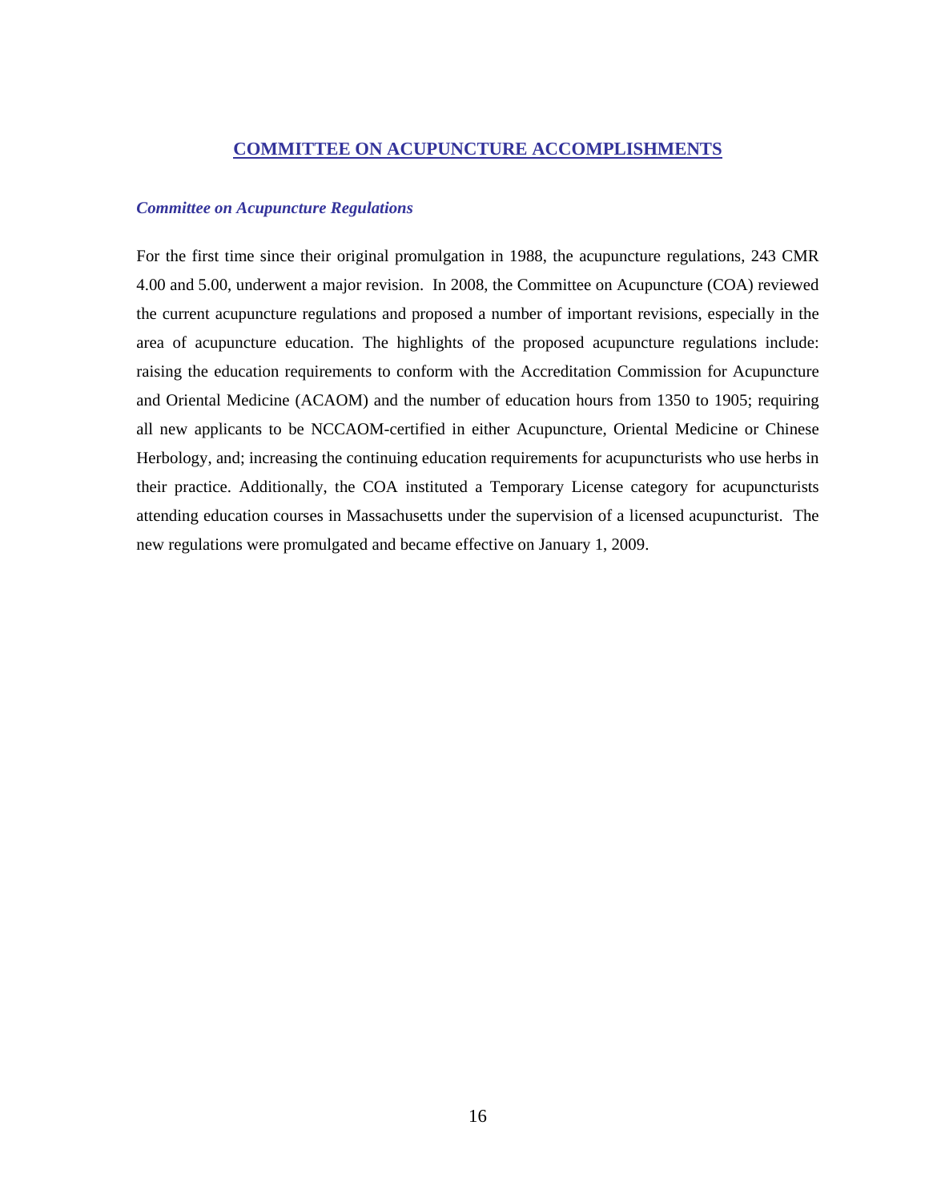## COMMITTEE ON ACUPUNCTURE ACCOMPLISHMENTS

### *Committee on Acupuncture Regulations*

For the first time since their original promulgation in 1988, the acupuncture regulations, 243 CMR 4.00 and 5.00, underwent a major revision. In 2008, the Committee on Acupuncture (COA) reviewed the current acupuncture regulations and proposed a number of important revisions, especially in the area of acupuncture education. The highlights of the proposed acupuncture regulations include: raising the education requirements to conform with the Accreditation Commission for Acupuncture and Oriental Medicine (ACAOM) and the number of education hours from 1350 to 1905; requiring all new applicants to be NCCAOM-certified in either Acupuncture, Oriental Medicine or Chinese Herbology, and; increasing the continuing education requirements for acupuncturists who use herbs in their practice. Additionally, the COA instituted a Temporary License category for acupuncturists attending education courses in Massachusetts under the supervision of a licensed acupuncturist. The new regulations were promulgated and became effective on January 1, 2009.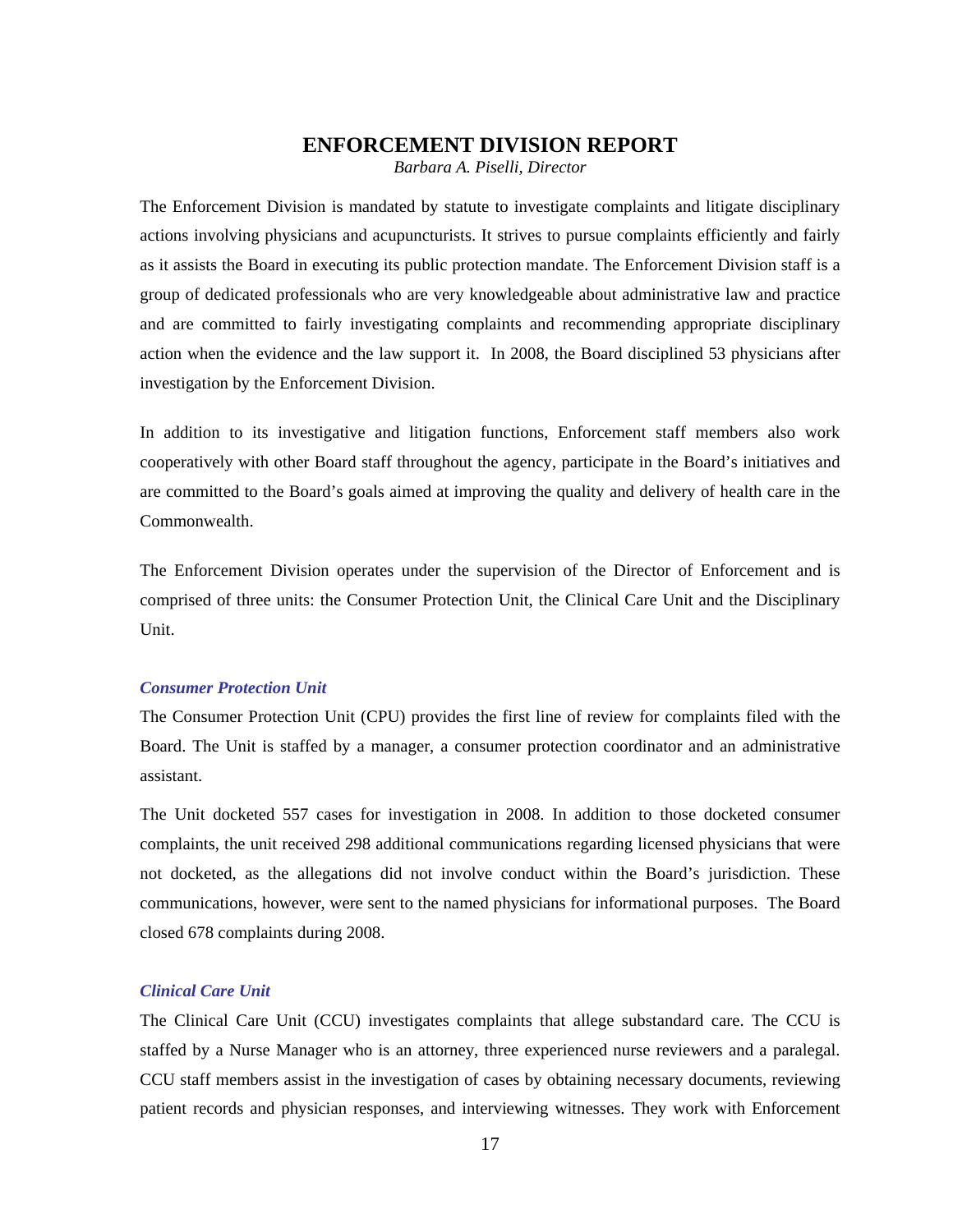## ENFORCEMENT DIVISION REPORT

*Barbara A. Piselli, Director*

The Enforcement Division is mandated by statute to investigate complaints and litigate disciplinary actions involving physicians and acupuncturists. It strives to pursue complaints efficiently and fairly as it assists the Board in executing its public protection mandate. The Enforcement Division staff is a group of dedicated professionals who are very knowledgeable about administrative law and practice and are committed to fairly investigating complaints and recommending appropriate disciplinary action when the evidence and the law support it. In 2008, the Board disciplined 53 physicians after investigation by the Enforcement Division.

In addition to its investigative and litigation functions, Enforcement staff members also work cooperatively with other Board staff throughout the agency, participate in the Board's initiatives and are committed to the Board's goals aimed at improving the quality and delivery of health care in the Commonwealth.

The Enforcement Division operates under the supervision of the Director of Enforcement and is comprised of three units: the Consumer Protection Unit, the Clinical Care Unit and the Disciplinary Unit.

### *Consumer Protection Unit*

The Consumer Protection Unit (CPU) provides the first line of review for complaints filed with the Board. The Unit is staffed by a manager, a consumer protection coordinator and an administrative assistant.

The Unit docketed 557 cases for investigation in 2008. In addition to those docketed consumer complaints, the unit received 298 additional communications regarding licensed physicians that were not docketed, as the allegations did not involve conduct within the Board's jurisdiction. These communications, however, were sent to the named physicians for informational purposes. The Board closed 678 complaints during 2008.

### *Clinical Care Unit*

The Clinical Care Unit (CCU) investigates complaints that allege substandard care. The CCU is staffed by a Nurse Manager who is an attorney, three experienced nurse reviewers and a paralegal. CCU staff members assist in the investigation of cases by obtaining necessary documents, reviewing patient records and physician responses, and interviewing witnesses. They work with Enforcement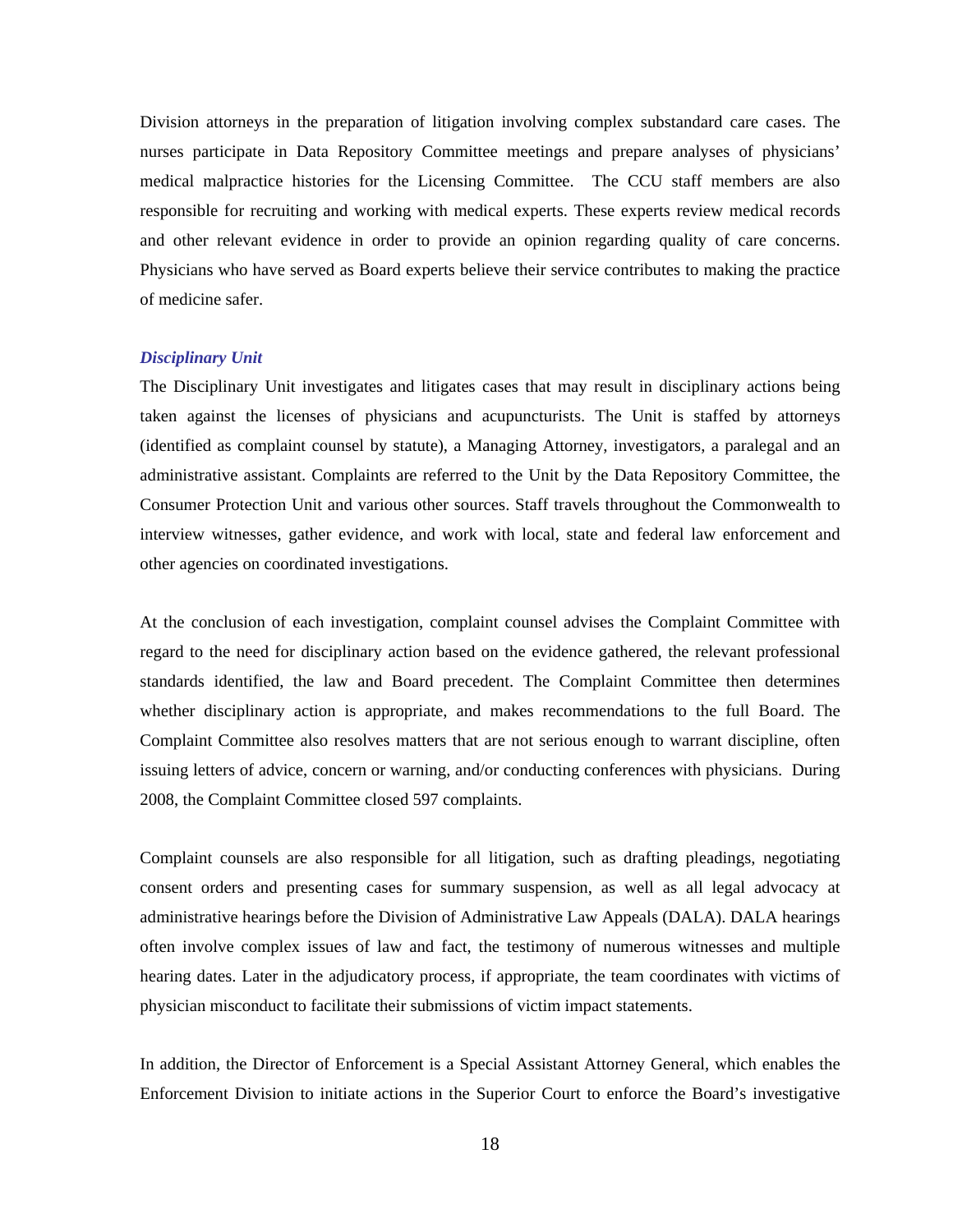Division attorneys in the preparation of litigation involving complex substandard care cases. The nurses participate in Data Repository Committee meetings and prepare analyses of physicians' medical malpractice histories for the Licensing Committee. The CCU staff members are also responsible for recruiting and working with medical experts. These experts review medical records and other relevant evidence in order to provide an opinion regarding quality of care concerns. Physicians who have served as Board experts believe their service contributes to making the practice of medicine safer.

***Disciplinary Unit***

The Disciplinary Unit investigates and litigates cases that may result in disciplinary actions being taken against the licenses of physicians and acupuncturists. The Unit is staffed by attorneys (identified as complaint counsel by statute), a Managing Attorney, investigators, a paralegal and an administrative assistant. Complaints are referred to the Unit by the Data Repository Committee, the Consumer Protection Unit and various other sources. Staff travels throughout the Commonwealth to interview witnesses, gather evidence, and work with local, state and federal law enforcement and other agencies on coordinated investigations.

At the conclusion of each investigation, complaint counsel advises the Complaint Committee with regard to the need for disciplinary action based on the evidence gathered, the relevant professional standards identified, the law and Board precedent. The Complaint Committee then determines whether disciplinary action is appropriate, and makes recommendations to the full Board. The Complaint Committee also resolves matters that are not serious enough to warrant discipline, often issuing letters of advice, concern or warning, and/or conducting conferences with physicians. During 2008, the Complaint Committee closed 597 complaints.

Complaint counsels are also responsible for all litigation, such as drafting pleadings, negotiating consent orders and presenting cases for summary suspension, as well as all legal advocacy at administrative hearings before the Division of Administrative Law Appeals (DALA). DALA hearings often involve complex issues of law and fact, the testimony of numerous witnesses and multiple hearing dates. Later in the adjudicatory process, if appropriate, the team coordinates with victims of physician misconduct to facilitate their submissions of victim impact statements.

In addition, the Director of Enforcement is a Special Assistant Attorney General, which enables the Enforcement Division to initiate actions in the Superior Court to enforce the Board's investigative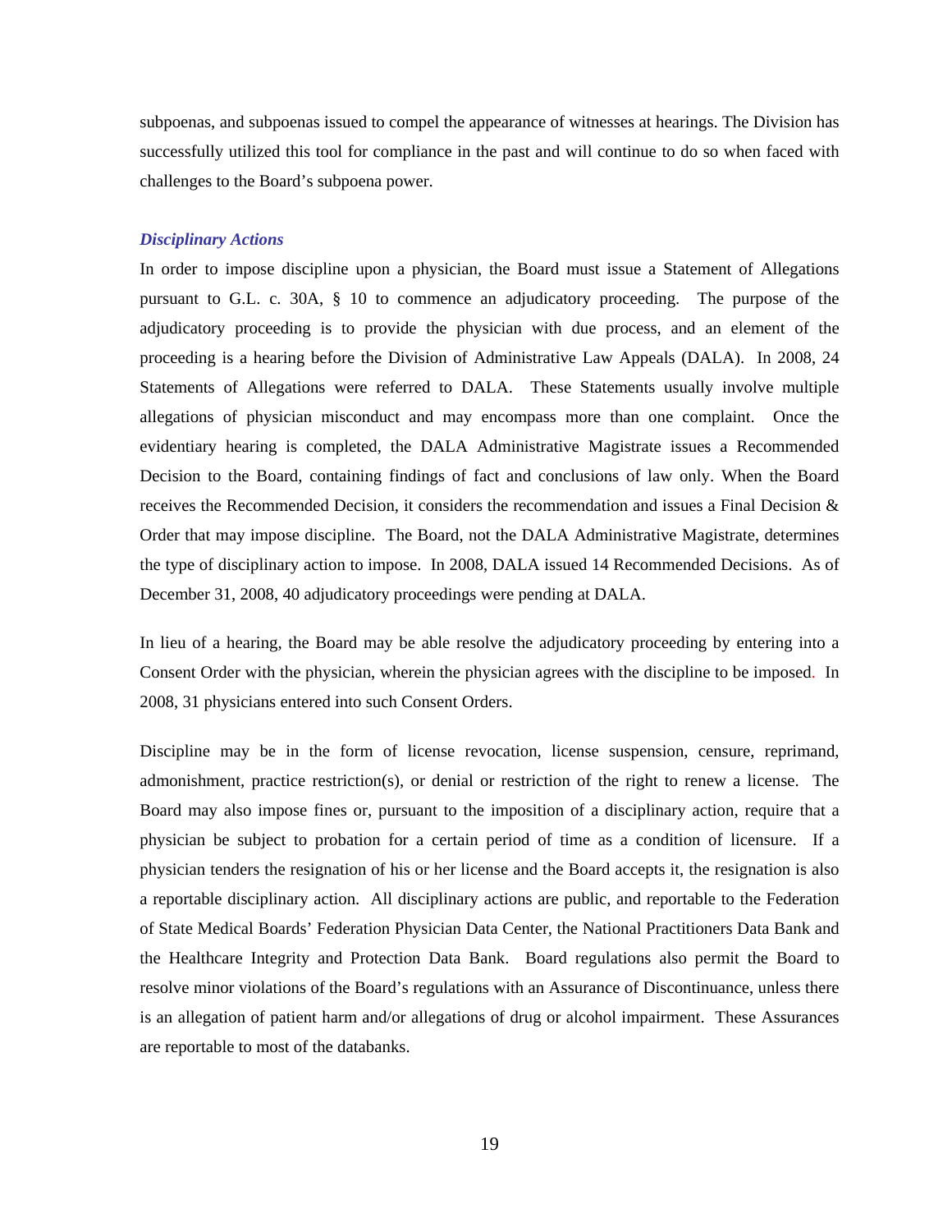subpoenas, and subpoenas issued to compel the appearance of witnesses at hearings. The Division has successfully utilized this tool for compliance in the past and will continue to do so when faced with challenges to the Board's subpoena power.

### *Disciplinary Actions*

In order to impose discipline upon a physician, the Board must issue a Statement of Allegations pursuant to G.L. c. 30A, § 10 to commence an adjudicatory proceeding. The purpose of the adjudicatory proceeding is to provide the physician with due process, and an element of the proceeding is a hearing before the Division of Administrative Law Appeals (DALA). In 2008, 24 Statements of Allegations were referred to DALA. These Statements usually involve multiple allegations of physician misconduct and may encompass more than one complaint. Once the evidentiary hearing is completed, the DALA Administrative Magistrate issues a Recommended Decision to the Board, containing findings of fact and conclusions of law only. When the Board receives the Recommended Decision, it considers the recommendation and issues a Final Decision & Order that may impose discipline. The Board, not the DALA Administrative Magistrate, determines the type of disciplinary action to impose. In 2008, DALA issued 14 Recommended Decisions. As of December 31, 2008, 40 adjudicatory proceedings were pending at DALA.

In lieu of a hearing, the Board may be able resolve the adjudicatory proceeding by entering into a Consent Order with the physician, wherein the physician agrees with the discipline to be imposed. In 2008, 31 physicians entered into such Consent Orders.

Discipline may be in the form of license revocation, license suspension, censure, reprimand, admonishment, practice restriction(s), or denial or restriction of the right to renew a license. The Board may also impose fines or, pursuant to the imposition of a disciplinary action, require that a physician be subject to probation for a certain period of time as a condition of licensure. If a physician tenders the resignation of his or her license and the Board accepts it, the resignation is also a reportable disciplinary action. All disciplinary actions are public, and reportable to the Federation of State Medical Boards' Federation Physician Data Center, the National Practitioners Data Bank and the Healthcare Integrity and Protection Data Bank. Board regulations also permit the Board to resolve minor violations of the Board's regulations with an Assurance of Discontinuance, unless there is an allegation of patient harm and/or allegations of drug or alcohol impairment. These Assurances are reportable to most of the databanks.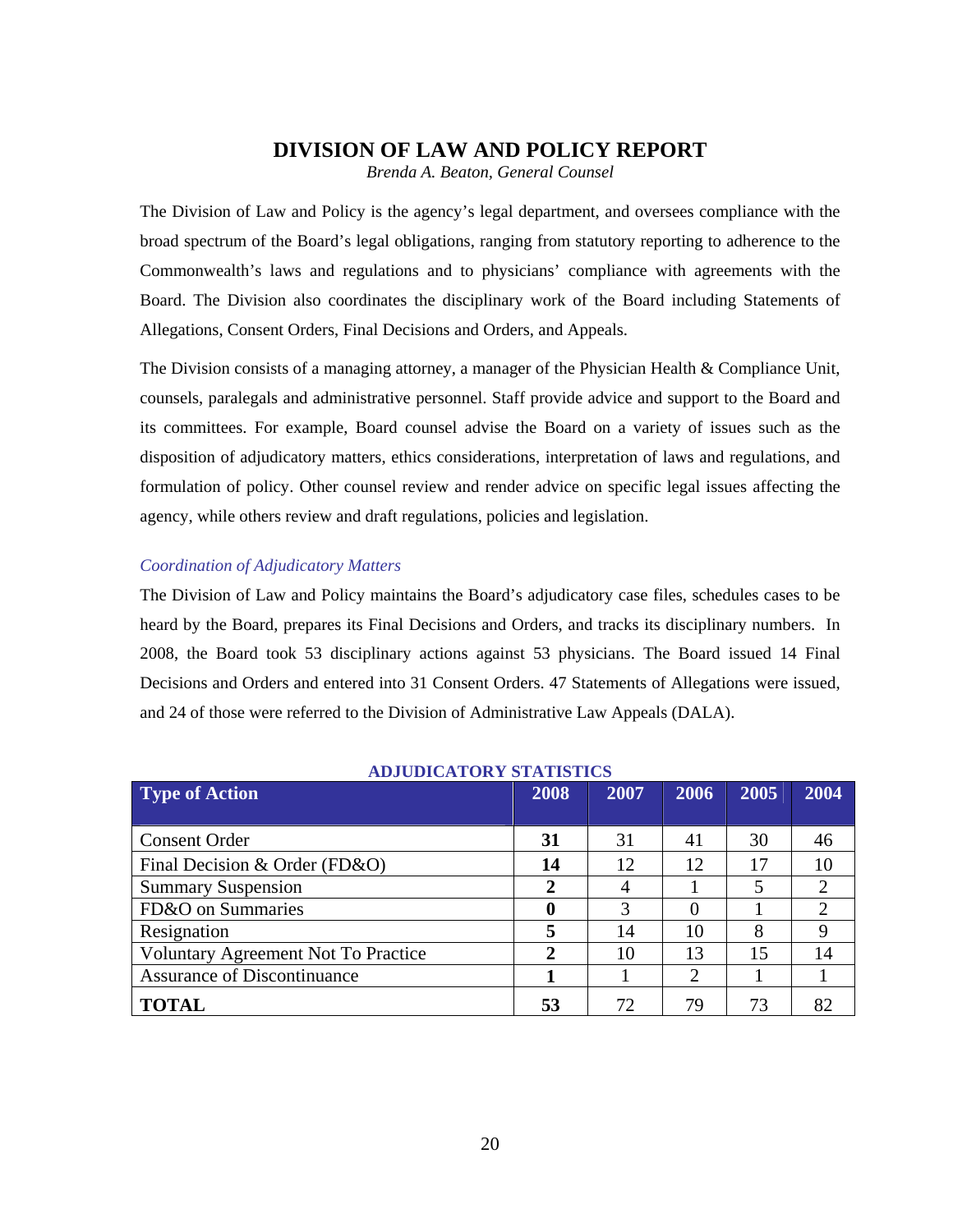# DIVISION OF LAW AND POLICY REPORT

*Brenda A. Beaton, General Counsel*

The Division of Law and Policy is the agency's legal department, and oversees compliance with the broad spectrum of the Board's legal obligations, ranging from statutory reporting to adherence to the Commonwealth's laws and regulations and to physicians' compliance with agreements with the Board. The Division also coordinates the disciplinary work of the Board including Statements of Allegations, Consent Orders, Final Decisions and Orders, and Appeals.

The Division consists of a managing attorney, a manager of the Physician Health & Compliance Unit, counsels, paralegals and administrative personnel. Staff provide advice and support to the Board and its committees. For example, Board counsel advise the Board on a variety of issues such as the disposition of adjudicatory matters, ethics considerations, interpretation of laws and regulations, and formulation of policy. Other counsel review and render advice on specific legal issues affecting the agency, while others review and draft regulations, policies and legislation.

### *Coordination of Adjudicatory Matters*

The Division of Law and Policy maintains the Board's adjudicatory case files, schedules cases to be heard by the Board, prepares its Final Decisions and Orders, and tracks its disciplinary numbers. In 2008, the Board took 53 disciplinary actions against 53 physicians. The Board issued 14 Final Decisions and Orders and entered into 31 Consent Orders. 47 Statements of Allegations were issued, and 24 of those were referred to the Division of Administrative Law Appeals (DALA).

**ADJUDICATORY STATISTICS**

| Type of Action | 2008 | 2007 | 2006 | 2005 | 2004 |
|---|---|---|---|---|---|
| Consent Order | **31** | 31 | 41 | 30 | 46 |
| Final Decision & Order (FD&O) | **14** | 12 | 12 | 17 | 10 |
| Summary Suspension | **2** | 4 | 1 | 5 | 2 |
| FD&O on Summaries | **0** | 3 | 0 | 1 | 2 |
| Resignation | **5** | 14 | 10 | 8 | 9 |
| Voluntary Agreement Not To Practice | **2** | 10 | 13 | 15 | 14 |
| Assurance of Discontinuance | **1** | 1 | 2 | 1 | 1 |
| **TOTAL** | **53** | 72 | 79 | 73 | 82 |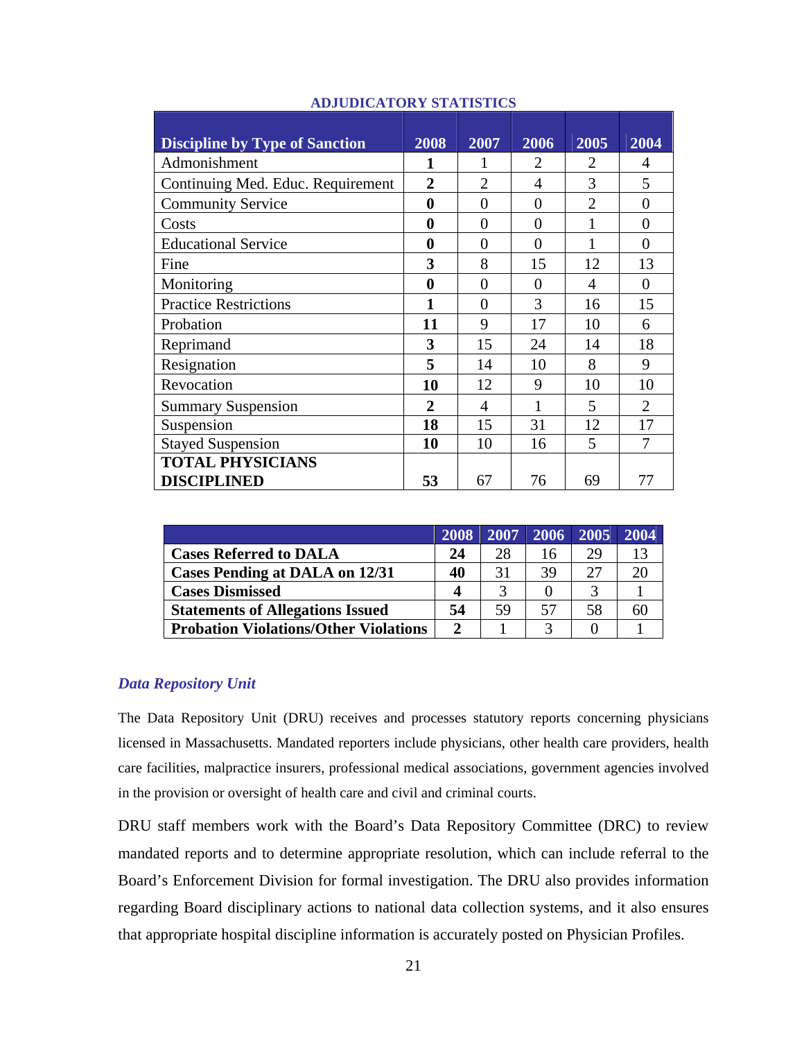## ADJUDICATORY STATISTICS

| Discipline by Type of Sanction | 2008 | 2007 | 2006 | 2005 | 2004 |
|---|---|---|---|---|---|
| Admonishment | **1** | 1 | 2 | 2 | 4 |
| Continuing Med. Educ. Requirement | **2** | 2 | 4 | 3 | 5 |
| Community Service | **0** | 0 | 0 | 2 | 0 |
| Costs | **0** | 0 | 0 | 1 | 0 |
| Educational Service | **0** | 0 | 0 | 1 | 0 |
| Fine | **3** | 8 | 15 | 12 | 13 |
| Monitoring | **0** | 0 | 0 | 4 | 0 |
| Practice Restrictions | **1** | 0 | 3 | 16 | 15 |
| Probation | **11** | 9 | 17 | 10 | 6 |
| Reprimand | **3** | 15 | 24 | 14 | 18 |
| Resignation | **5** | 14 | 10 | 8 | 9 |
| Revocation | **10** | 12 | 9 | 10 | 10 |
| Summary Suspension | **2** | 4 | 1 | 5 | 2 |
| Suspension | **18** | 15 | 31 | 12 | 17 |
| Stayed Suspension | **10** | 10 | 16 | 5 | 7 |
| **TOTAL PHYSICIANS DISCIPLINED** | **53** | 67 | 76 | 69 | 77 |

| | 2008 | 2007 | 2006 | 2005 | 2004 |
|---|---|---|---|---|---|
| **Cases Referred to DALA** | **24** | 28 | 16 | 29 | 13 |
| **Cases Pending at DALA on 12/31** | **40** | 31 | 39 | 27 | 20 |
| **Cases Dismissed** | **4** | 3 | 0 | 3 | 1 |
| **Statements of Allegations Issued** | **54** | 59 | 57 | 58 | 60 |
| **Probation Violations/Other Violations** | **2** | 1 | 3 | 0 | 1 |

### *Data Repository Unit*

The Data Repository Unit (DRU) receives and processes statutory reports concerning physicians licensed in Massachusetts. Mandated reporters include physicians, other health care providers, health care facilities, malpractice insurers, professional medical associations, government agencies involved in the provision or oversight of health care and civil and criminal courts.

DRU staff members work with the Board's Data Repository Committee (DRC) to review mandated reports and to determine appropriate resolution, which can include referral to the Board's Enforcement Division for formal investigation. The DRU also provides information regarding Board disciplinary actions to national data collection systems, and it also ensures that appropriate hospital discipline information is accurately posted on Physician Profiles.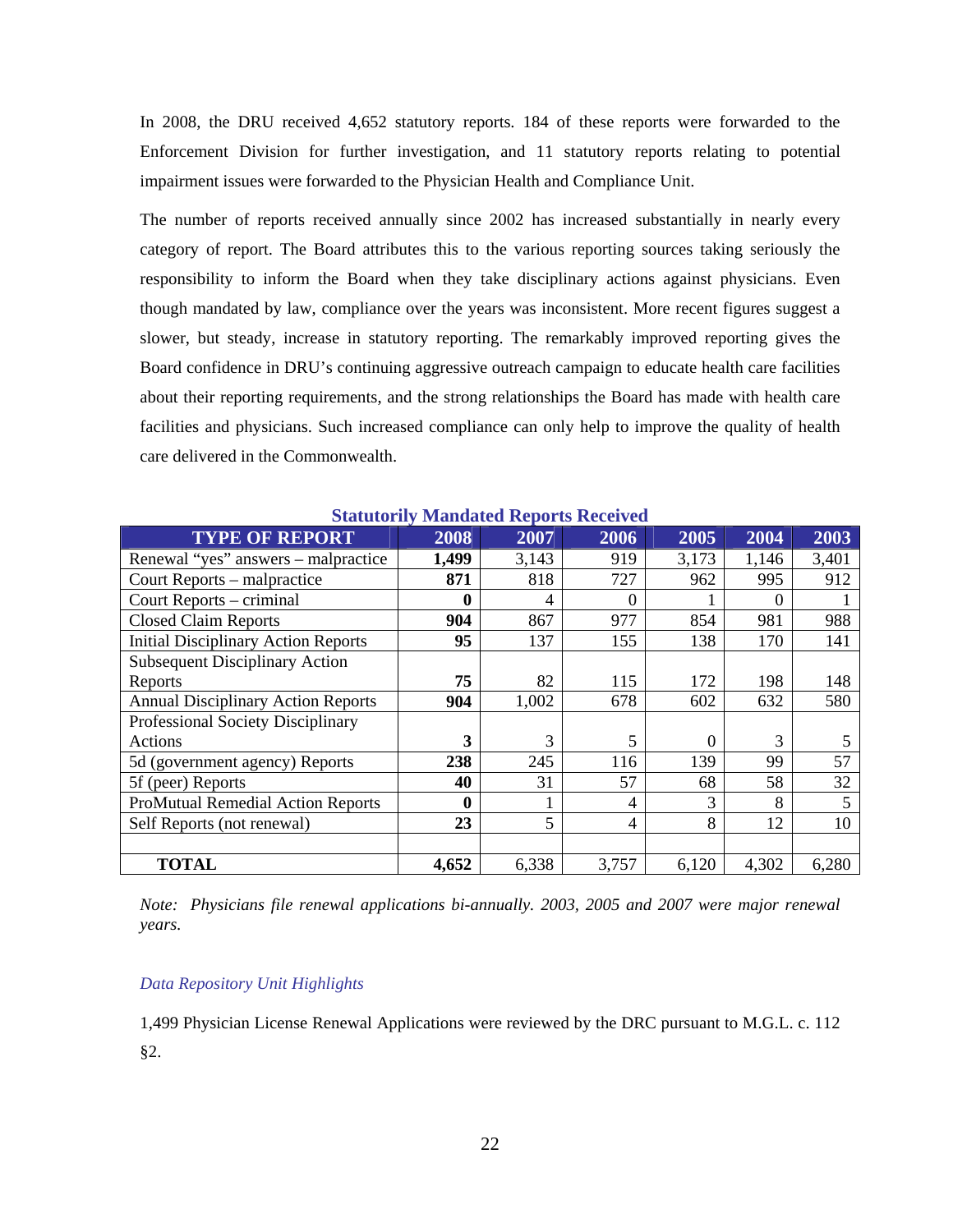In 2008, the DRU received 4,652 statutory reports. 184 of these reports were forwarded to the Enforcement Division for further investigation, and 11 statutory reports relating to potential impairment issues were forwarded to the Physician Health and Compliance Unit.

The number of reports received annually since 2002 has increased substantially in nearly every category of report. The Board attributes this to the various reporting sources taking seriously the responsibility to inform the Board when they take disciplinary actions against physicians. Even though mandated by law, compliance over the years was inconsistent. More recent figures suggest a slower, but steady, increase in statutory reporting. The remarkably improved reporting gives the Board confidence in DRU's continuing aggressive outreach campaign to educate health care facilities about their reporting requirements, and the strong relationships the Board has made with health care facilities and physicians. Such increased compliance can only help to improve the quality of health care delivered in the Commonwealth.

**Statutorily Mandated Reports Received**

| TYPE OF REPORT | 2008 | 2007 | 2006 | 2005 | 2004 | 2003 |
|---|---|---|---|---|---|---|
| Renewal "yes" answers – malpractice | **1,499** | 3,143 | 919 | 3,173 | 1,146 | 3,401 |
| Court Reports – malpractice | **871** | 818 | 727 | 962 | 995 | 912 |
| Court Reports – criminal | **0** | 4 | 0 | 1 | 0 | 1 |
| Closed Claim Reports | **904** | 867 | 977 | 854 | 981 | 988 |
| Initial Disciplinary Action Reports | **95** | 137 | 155 | 138 | 170 | 141 |
| Subsequent Disciplinary Action Reports | **75** | 82 | 115 | 172 | 198 | 148 |
| Annual Disciplinary Action Reports | **904** | 1,002 | 678 | 602 | 632 | 580 |
| Professional Society Disciplinary Actions | **3** | 3 | 5 | 0 | 3 | 5 |
| 5d (government agency) Reports | **238** | 245 | 116 | 139 | 99 | 57 |
| 5f (peer) Reports | **40** | 31 | 57 | 68 | 58 | 32 |
| ProMutual Remedial Action Reports | **0** | 1 | 4 | 3 | 8 | 5 |
| Self Reports (not renewal) | **23** | 5 | 4 | 8 | 12 | 10 |
| | | | | | | |
| **TOTAL** | **4,652** | 6,338 | 3,757 | 6,120 | 4,302 | 6,280 |

*Note: Physicians file renewal applications bi-annually. 2003, 2005 and 2007 were major renewal years.*

*Data Repository Unit Highlights*

1,499 Physician License Renewal Applications were reviewed by the DRC pursuant to M.G.L. c. 112 §2.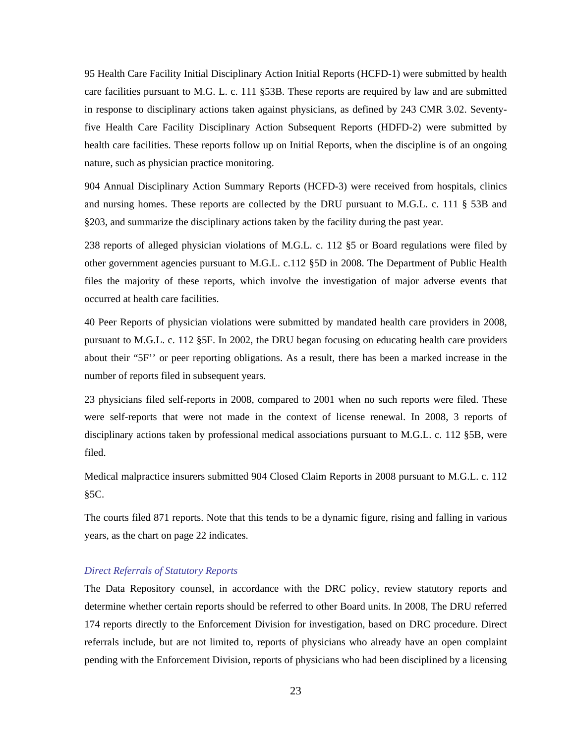95 Health Care Facility Initial Disciplinary Action Initial Reports (HCFD-1) were submitted by health care facilities pursuant to M.G. L. c. 111 §53B. These reports are required by law and are submitted in response to disciplinary actions taken against physicians, as defined by 243 CMR 3.02. Seventy-five Health Care Facility Disciplinary Action Subsequent Reports (HDFD-2) were submitted by health care facilities. These reports follow up on Initial Reports, when the discipline is of an ongoing nature, such as physician practice monitoring.

904 Annual Disciplinary Action Summary Reports (HCFD-3) were received from hospitals, clinics and nursing homes. These reports are collected by the DRU pursuant to M.G.L. c. 111 § 53B and §203, and summarize the disciplinary actions taken by the facility during the past year.

238 reports of alleged physician violations of M.G.L. c. 112 §5 or Board regulations were filed by other government agencies pursuant to M.G.L. c.112 §5D in 2008. The Department of Public Health files the majority of these reports, which involve the investigation of major adverse events that occurred at health care facilities.

40 Peer Reports of physician violations were submitted by mandated health care providers in 2008, pursuant to M.G.L. c. 112 §5F. In 2002, the DRU began focusing on educating health care providers about their "5F'' or peer reporting obligations. As a result, there has been a marked increase in the number of reports filed in subsequent years.

23 physicians filed self-reports in 2008, compared to 2001 when no such reports were filed. These were self-reports that were not made in the context of license renewal. In 2008, 3 reports of disciplinary actions taken by professional medical associations pursuant to M.G.L. c. 112 §5B, were filed.

Medical malpractice insurers submitted 904 Closed Claim Reports in 2008 pursuant to M.G.L. c. 112 §5C.

The courts filed 871 reports. Note that this tends to be a dynamic figure, rising and falling in various years, as the chart on page 22 indicates.

*Direct Referrals of Statutory Reports*

The Data Repository counsel, in accordance with the DRC policy, review statutory reports and determine whether certain reports should be referred to other Board units. In 2008, The DRU referred 174 reports directly to the Enforcement Division for investigation, based on DRC procedure. Direct referrals include, but are not limited to, reports of physicians who already have an open complaint pending with the Enforcement Division, reports of physicians who had been disciplined by a licensing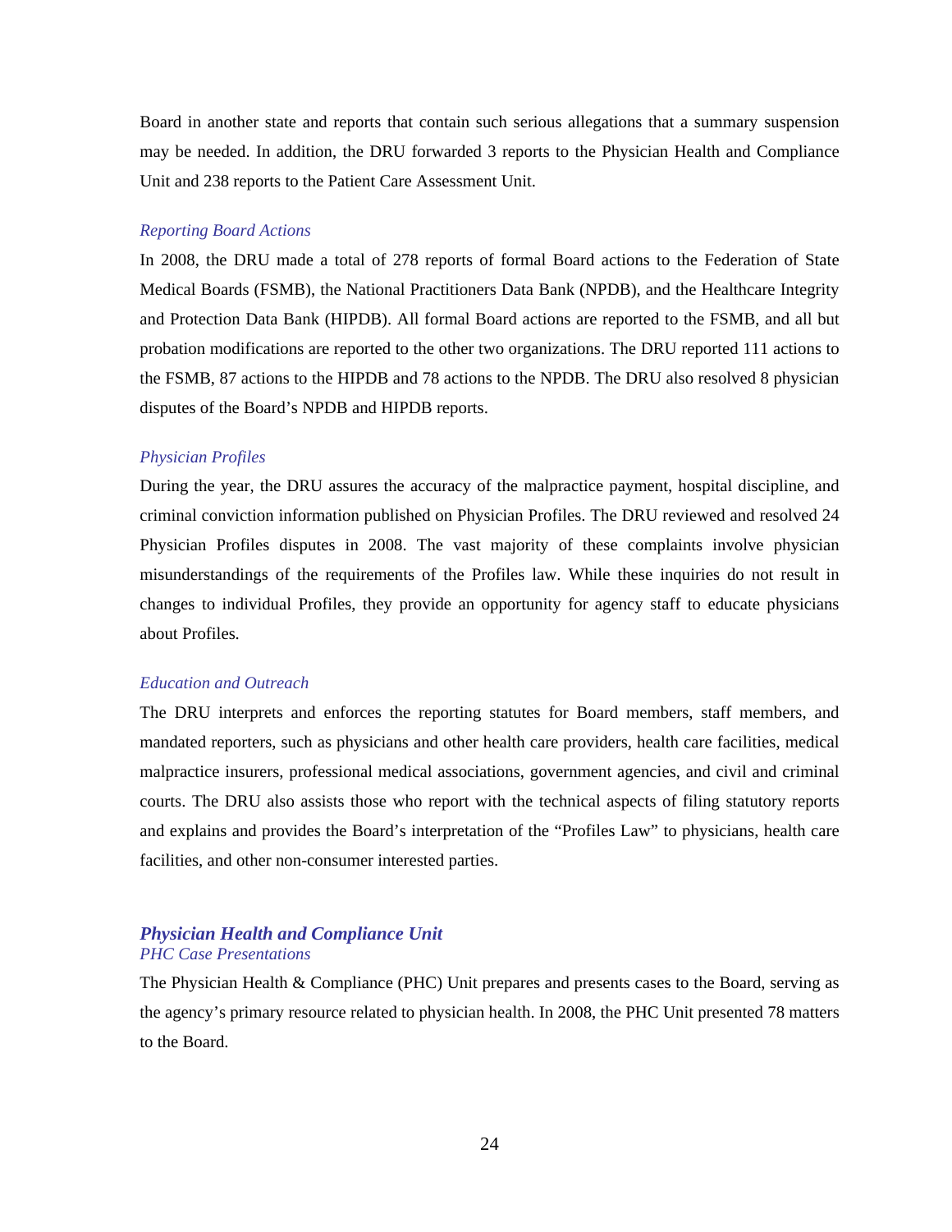Board in another state and reports that contain such serious allegations that a summary suspension may be needed. In addition, the DRU forwarded 3 reports to the Physician Health and Compliance Unit and 238 reports to the Patient Care Assessment Unit.

*Reporting Board Actions*

In 2008, the DRU made a total of 278 reports of formal Board actions to the Federation of State Medical Boards (FSMB), the National Practitioners Data Bank (NPDB), and the Healthcare Integrity and Protection Data Bank (HIPDB). All formal Board actions are reported to the FSMB, and all but probation modifications are reported to the other two organizations. The DRU reported 111 actions to the FSMB, 87 actions to the HIPDB and 78 actions to the NPDB. The DRU also resolved 8 physician disputes of the Board's NPDB and HIPDB reports.

*Physician Profiles*

During the year, the DRU assures the accuracy of the malpractice payment, hospital discipline, and criminal conviction information published on Physician Profiles. The DRU reviewed and resolved 24 Physician Profiles disputes in 2008. The vast majority of these complaints involve physician misunderstandings of the requirements of the Profiles law. While these inquiries do not result in changes to individual Profiles, they provide an opportunity for agency staff to educate physicians about Profiles.

*Education and Outreach*

The DRU interprets and enforces the reporting statutes for Board members, staff members, and mandated reporters, such as physicians and other health care providers, health care facilities, medical malpractice insurers, professional medical associations, government agencies, and civil and criminal courts. The DRU also assists those who report with the technical aspects of filing statutory reports and explains and provides the Board's interpretation of the "Profiles Law" to physicians, health care facilities, and other non-consumer interested parties.

### *Physician Health and Compliance Unit*

*PHC Case Presentations*

The Physician Health & Compliance (PHC) Unit prepares and presents cases to the Board, serving as the agency's primary resource related to physician health. In 2008, the PHC Unit presented 78 matters to the Board.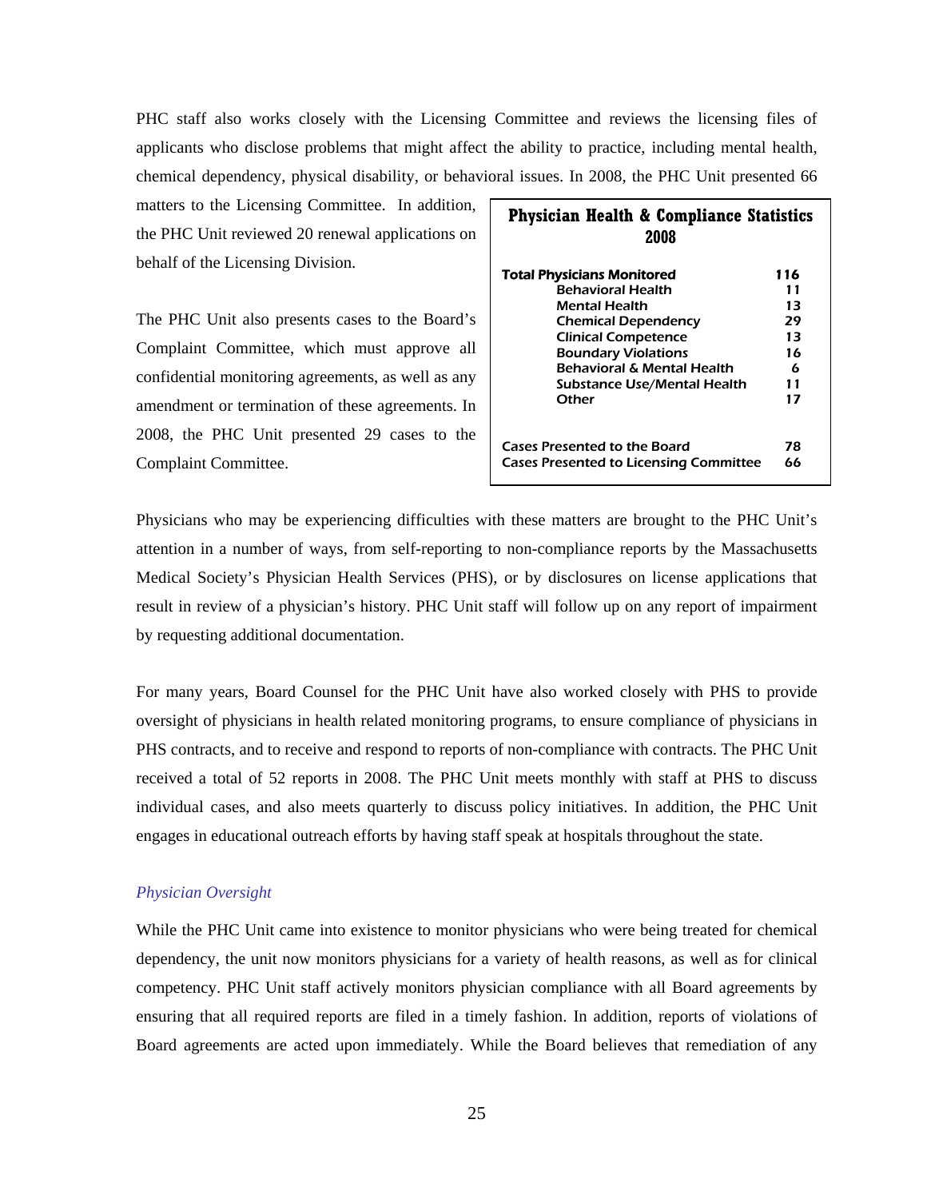PHC staff also works closely with the Licensing Committee and reviews the licensing files of applicants who disclose problems that might affect the ability to practice, including mental health, chemical dependency, physical disability, or behavioral issues. In 2008, the PHC Unit presented 66 matters to the Licensing Committee. In addition, the PHC Unit reviewed 20 renewal applications on behalf of the Licensing Division.

The PHC Unit also presents cases to the Board's Complaint Committee, which must approve all confidential monitoring agreements, as well as any amendment or termination of these agreements. In 2008, the PHC Unit presented 29 cases to the Complaint Committee.

| Physician Health & Compliance Statistics 2008 | |
|---|---|
| **Total Physicians Monitored** | **116** |
| Behavioral Health | 11 |
| Mental Health | 13 |
| Chemical Dependency | 29 |
| Clinical Competence | 13 |
| Boundary Violations | 16 |
| Behavioral & Mental Health | 6 |
| Substance Use/Mental Health | 11 |
| Other | 17 |
| Cases Presented to the Board | 78 |
| Cases Presented to Licensing Committee | 66 |

Physicians who may be experiencing difficulties with these matters are brought to the PHC Unit's attention in a number of ways, from self-reporting to non-compliance reports by the Massachusetts Medical Society's Physician Health Services (PHS), or by disclosures on license applications that result in review of a physician's history. PHC Unit staff will follow up on any report of impairment by requesting additional documentation.

For many years, Board Counsel for the PHC Unit have also worked closely with PHS to provide oversight of physicians in health related monitoring programs, to ensure compliance of physicians in PHS contracts, and to receive and respond to reports of non-compliance with contracts. The PHC Unit received a total of 52 reports in 2008. The PHC Unit meets monthly with staff at PHS to discuss individual cases, and also meets quarterly to discuss policy initiatives. In addition, the PHC Unit engages in educational outreach efforts by having staff speak at hospitals throughout the state.

### *Physician Oversight*

While the PHC Unit came into existence to monitor physicians who were being treated for chemical dependency, the unit now monitors physicians for a variety of health reasons, as well as for clinical competency. PHC Unit staff actively monitors physician compliance with all Board agreements by ensuring that all required reports are filed in a timely fashion. In addition, reports of violations of Board agreements are acted upon immediately. While the Board believes that remediation of any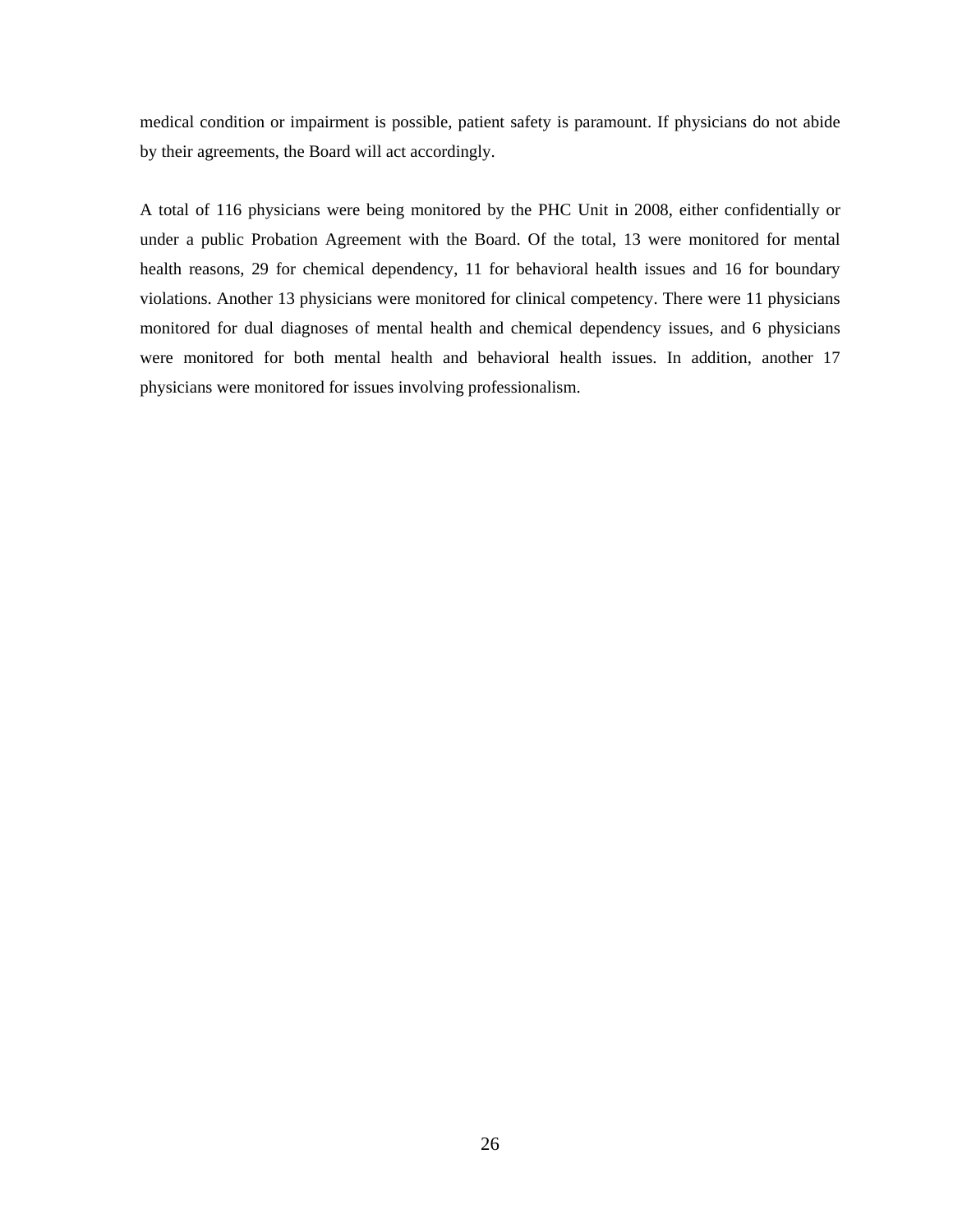medical condition or impairment is possible, patient safety is paramount. If physicians do not abide by their agreements, the Board will act accordingly.

A total of 116 physicians were being monitored by the PHC Unit in 2008, either confidentially or under a public Probation Agreement with the Board. Of the total, 13 were monitored for mental health reasons, 29 for chemical dependency, 11 for behavioral health issues and 16 for boundary violations. Another 13 physicians were monitored for clinical competency. There were 11 physicians monitored for dual diagnoses of mental health and chemical dependency issues, and 6 physicians were monitored for both mental health and behavioral health issues. In addition, another 17 physicians were monitored for issues involving professionalism.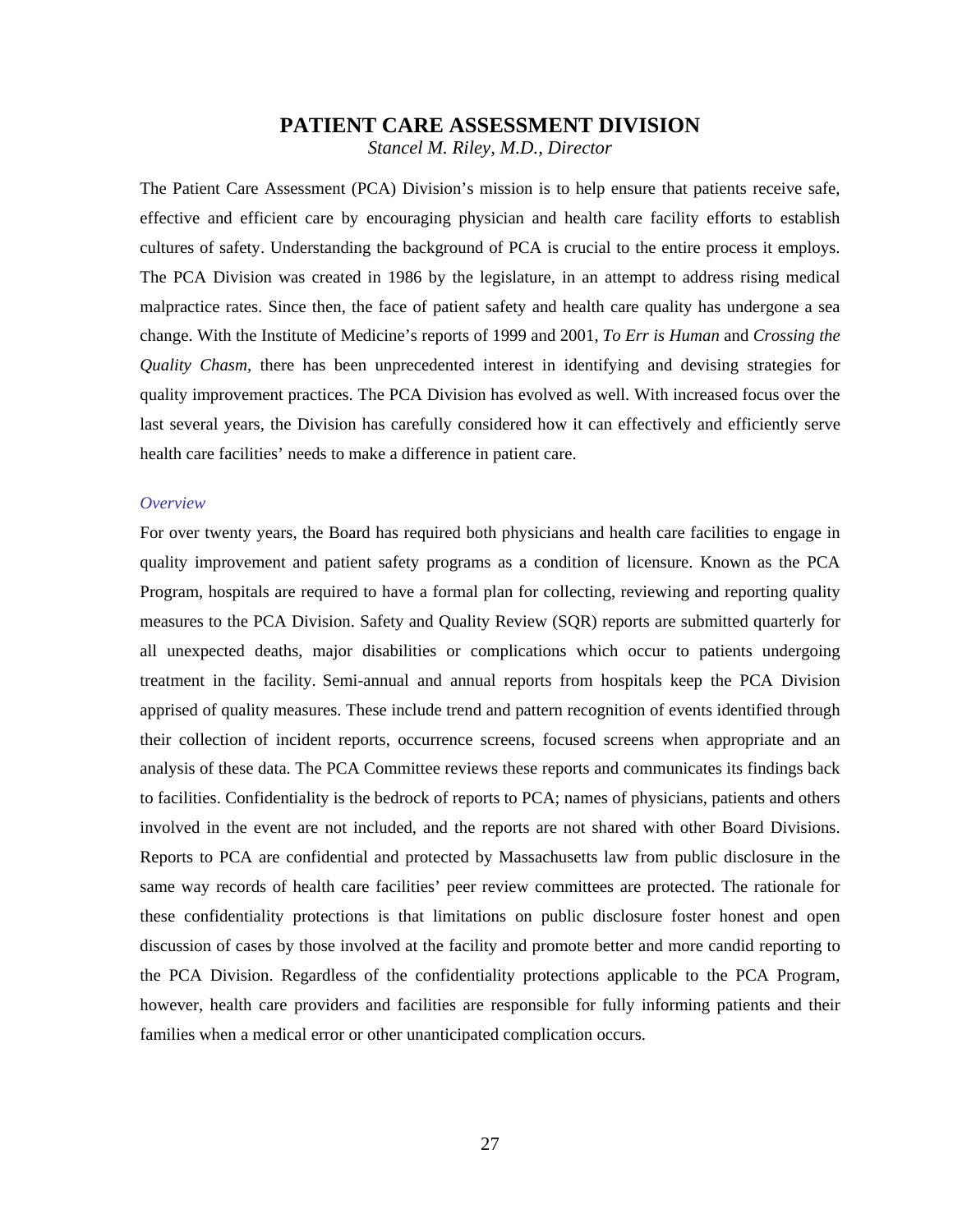# PATIENT CARE ASSESSMENT DIVISION

*Stancel M. Riley, M.D., Director*

The Patient Care Assessment (PCA) Division's mission is to help ensure that patients receive safe, effective and efficient care by encouraging physician and health care facility efforts to establish cultures of safety. Understanding the background of PCA is crucial to the entire process it employs. The PCA Division was created in 1986 by the legislature, in an attempt to address rising medical malpractice rates. Since then, the face of patient safety and health care quality has undergone a sea change. With the Institute of Medicine's reports of 1999 and 2001, *To Err is Human* and *Crossing the Quality Chasm,* there has been unprecedented interest in identifying and devising strategies for quality improvement practices. The PCA Division has evolved as well. With increased focus over the last several years, the Division has carefully considered how it can effectively and efficiently serve health care facilities' needs to make a difference in patient care.

## *Overview*

For over twenty years, the Board has required both physicians and health care facilities to engage in quality improvement and patient safety programs as a condition of licensure. Known as the PCA Program, hospitals are required to have a formal plan for collecting, reviewing and reporting quality measures to the PCA Division. Safety and Quality Review (SQR) reports are submitted quarterly for all unexpected deaths, major disabilities or complications which occur to patients undergoing treatment in the facility. Semi-annual and annual reports from hospitals keep the PCA Division apprised of quality measures. These include trend and pattern recognition of events identified through their collection of incident reports, occurrence screens, focused screens when appropriate and an analysis of these data. The PCA Committee reviews these reports and communicates its findings back to facilities. Confidentiality is the bedrock of reports to PCA; names of physicians, patients and others involved in the event are not included, and the reports are not shared with other Board Divisions. Reports to PCA are confidential and protected by Massachusetts law from public disclosure in the same way records of health care facilities' peer review committees are protected. The rationale for these confidentiality protections is that limitations on public disclosure foster honest and open discussion of cases by those involved at the facility and promote better and more candid reporting to the PCA Division. Regardless of the confidentiality protections applicable to the PCA Program, however, health care providers and facilities are responsible for fully informing patients and their families when a medical error or other unanticipated complication occurs.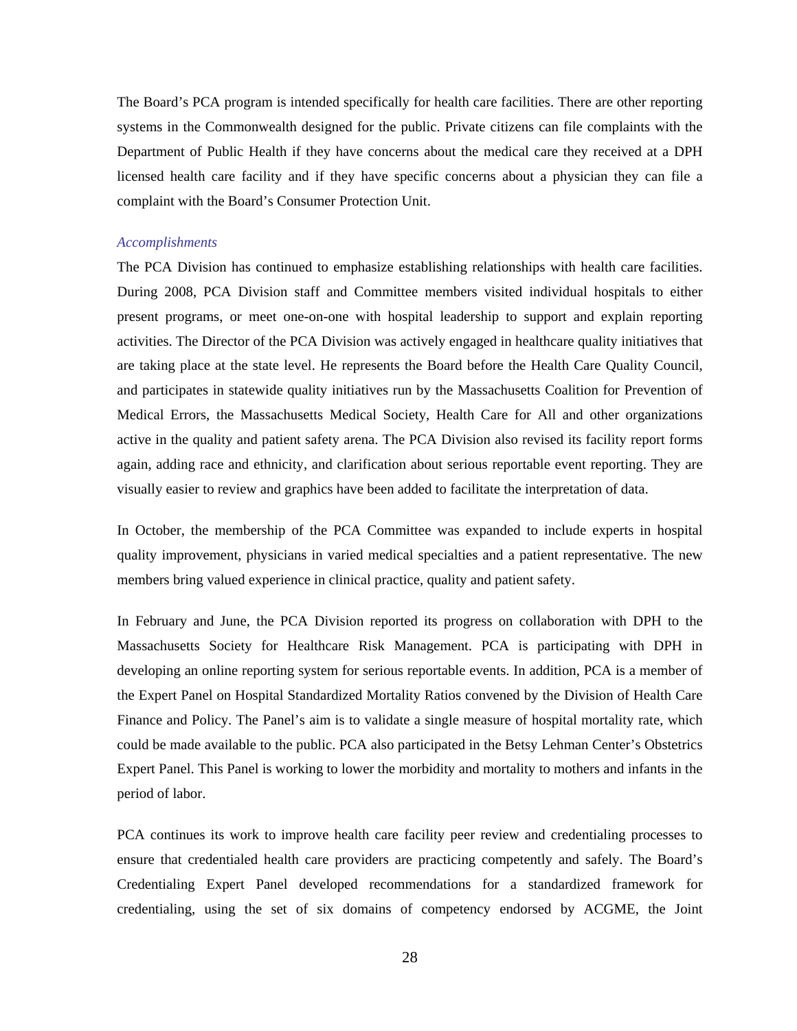The Board's PCA program is intended specifically for health care facilities. There are other reporting systems in the Commonwealth designed for the public. Private citizens can file complaints with the Department of Public Health if they have concerns about the medical care they received at a DPH licensed health care facility and if they have specific concerns about a physician they can file a complaint with the Board's Consumer Protection Unit.

### *Accomplishments*

The PCA Division has continued to emphasize establishing relationships with health care facilities. During 2008, PCA Division staff and Committee members visited individual hospitals to either present programs, or meet one-on-one with hospital leadership to support and explain reporting activities. The Director of the PCA Division was actively engaged in healthcare quality initiatives that are taking place at the state level. He represents the Board before the Health Care Quality Council, and participates in statewide quality initiatives run by the Massachusetts Coalition for Prevention of Medical Errors, the Massachusetts Medical Society, Health Care for All and other organizations active in the quality and patient safety arena. The PCA Division also revised its facility report forms again, adding race and ethnicity, and clarification about serious reportable event reporting. They are visually easier to review and graphics have been added to facilitate the interpretation of data.

In October, the membership of the PCA Committee was expanded to include experts in hospital quality improvement, physicians in varied medical specialties and a patient representative. The new members bring valued experience in clinical practice, quality and patient safety.

In February and June, the PCA Division reported its progress on collaboration with DPH to the Massachusetts Society for Healthcare Risk Management. PCA is participating with DPH in developing an online reporting system for serious reportable events. In addition, PCA is a member of the Expert Panel on Hospital Standardized Mortality Ratios convened by the Division of Health Care Finance and Policy. The Panel's aim is to validate a single measure of hospital mortality rate, which could be made available to the public. PCA also participated in the Betsy Lehman Center's Obstetrics Expert Panel. This Panel is working to lower the morbidity and mortality to mothers and infants in the period of labor.

PCA continues its work to improve health care facility peer review and credentialing processes to ensure that credentialed health care providers are practicing competently and safely. The Board's Credentialing Expert Panel developed recommendations for a standardized framework for credentialing, using the set of six domains of competency endorsed by ACGME, the Joint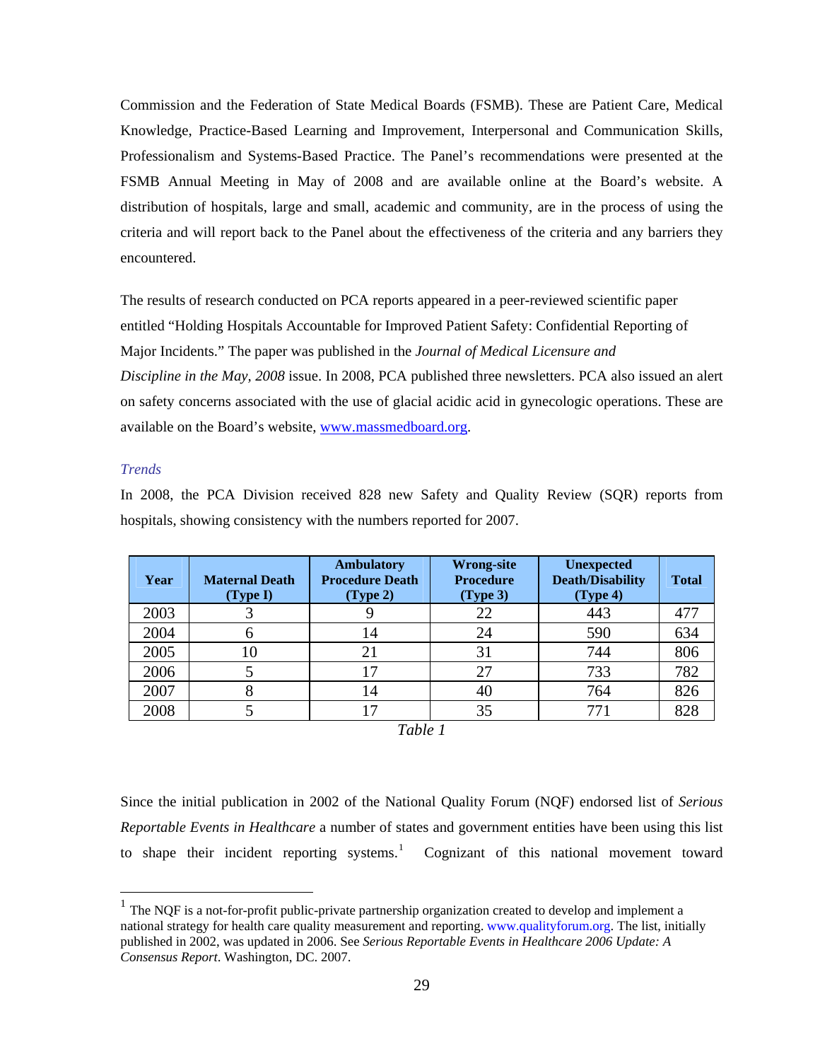Commission and the Federation of State Medical Boards (FSMB). These are Patient Care, Medical Knowledge, Practice-Based Learning and Improvement, Interpersonal and Communication Skills, Professionalism and Systems-Based Practice. The Panel's recommendations were presented at the FSMB Annual Meeting in May of 2008 and are available online at the Board's website. A distribution of hospitals, large and small, academic and community, are in the process of using the criteria and will report back to the Panel about the effectiveness of the criteria and any barriers they encountered.

The results of research conducted on PCA reports appeared in a peer-reviewed scientific paper entitled "Holding Hospitals Accountable for Improved Patient Safety: Confidential Reporting of Major Incidents." The paper was published in the *Journal of Medical Licensure and Discipline in the May, 2008* issue. In 2008, PCA published three newsletters. PCA also issued an alert on safety concerns associated with the use of glacial acidic acid in gynecologic operations. These are available on the Board's website, www.massmedboard.org.

*Trends*

In 2008, the PCA Division received 828 new Safety and Quality Review (SQR) reports from hospitals, showing consistency with the numbers reported for 2007.

| Year | Maternal Death (Type I) | Ambulatory Procedure Death (Type 2) | Wrong-site Procedure (Type 3) | Unexpected Death/Disability (Type 4) | Total |
|---|---|---|---|---|---|
| 2003 | 3 | 9 | 22 | 443 | 477 |
| 2004 | 6 | 14 | 24 | 590 | 634 |
| 2005 | 10 | 21 | 31 | 744 | 806 |
| 2006 | 5 | 17 | 27 | 733 | 782 |
| 2007 | 8 | 14 | 40 | 764 | 826 |
| 2008 | 5 | 17 | 35 | 771 | 828 |

*Table 1*

Since the initial publication in 2002 of the National Quality Forum (NQF) endorsed list of *Serious Reportable Events in Healthcare* a number of states and government entities have been using this list to shape their incident reporting systems.[1] Cognizant of this national movement toward

[1] The NQF is a not-for-profit public-private partnership organization created to develop and implement a national strategy for health care quality measurement and reporting. www.qualityforum.org. The list, initially published in 2002, was updated in 2006. See *Serious Reportable Events in Healthcare 2006 Update: A Consensus Report*. Washington, DC. 2007.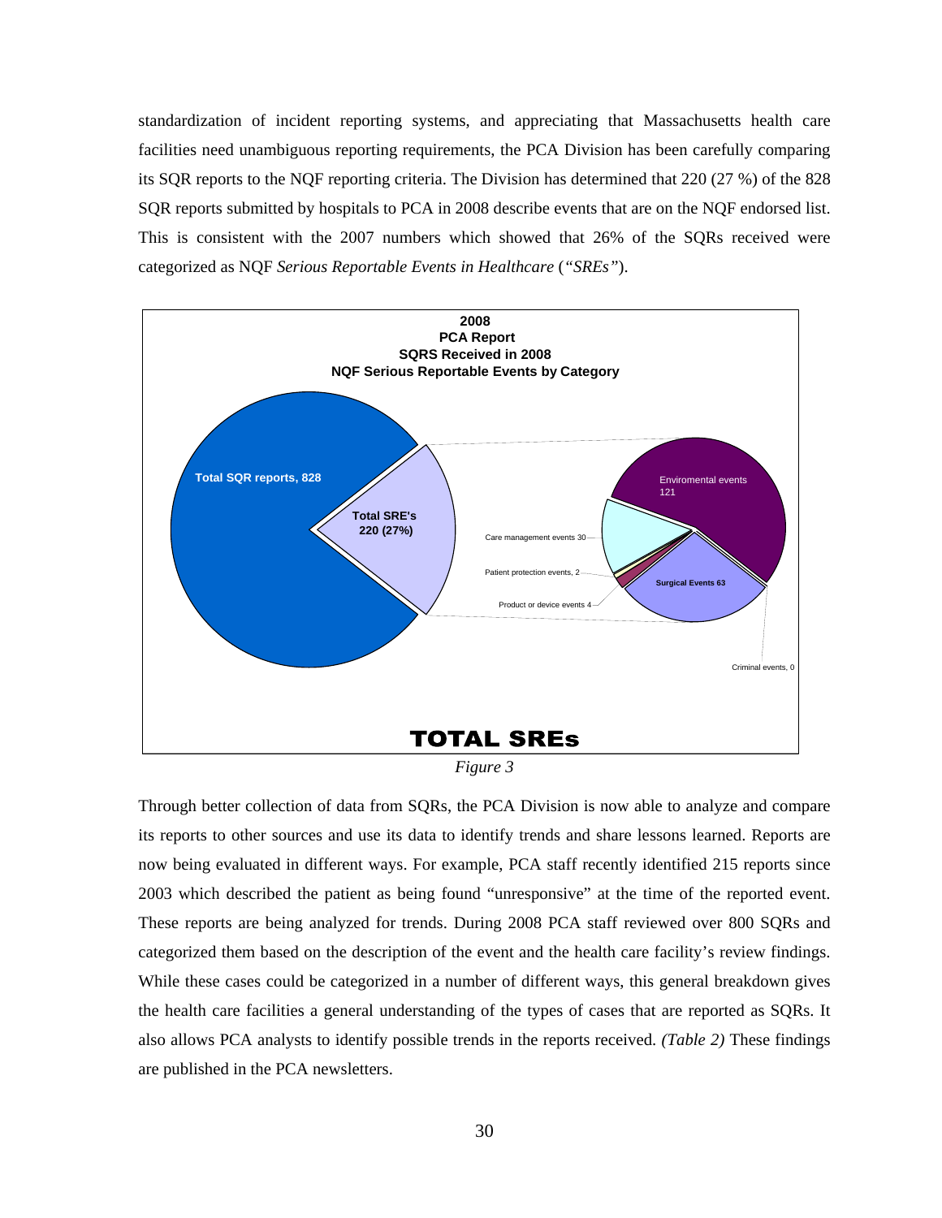standardization of incident reporting systems, and appreciating that Massachusetts health care facilities need unambiguous reporting requirements, the PCA Division has been carefully comparing its SQR reports to the NQF reporting criteria. The Division has determined that 220 (27 %) of the 828 SQR reports submitted by hospitals to PCA in 2008 describe events that are on the NQF endorsed list. This is consistent with the 2007 numbers which showed that 26% of the SQRs received were categorized as NQF *Serious Reportable Events in Healthcare* (*"SREs"*).

**2008**
**PCA Report**
**SQRS Received in 2008**
**NQF Serious Reportable Events by Category**

- Total SQR reports, 828
- Total SRE's 220 (27%)
- Enviromental events 121
- Care management events 30
- Patient protection events, 2
- Product or device events 4
- Surgical Events 63
- Criminal events, 0

**TOTAL SREs**

*Figure 3*

Through better collection of data from SQRs, the PCA Division is now able to analyze and compare its reports to other sources and use its data to identify trends and share lessons learned. Reports are now being evaluated in different ways. For example, PCA staff recently identified 215 reports since 2003 which described the patient as being found "unresponsive" at the time of the reported event. These reports are being analyzed for trends. During 2008 PCA staff reviewed over 800 SQRs and categorized them based on the description of the event and the health care facility's review findings. While these cases could be categorized in a number of different ways, this general breakdown gives the health care facilities a general understanding of the types of cases that are reported as SQRs. It also allows PCA analysts to identify possible trends in the reports received. *(Table 2)* These findings are published in the PCA newsletters.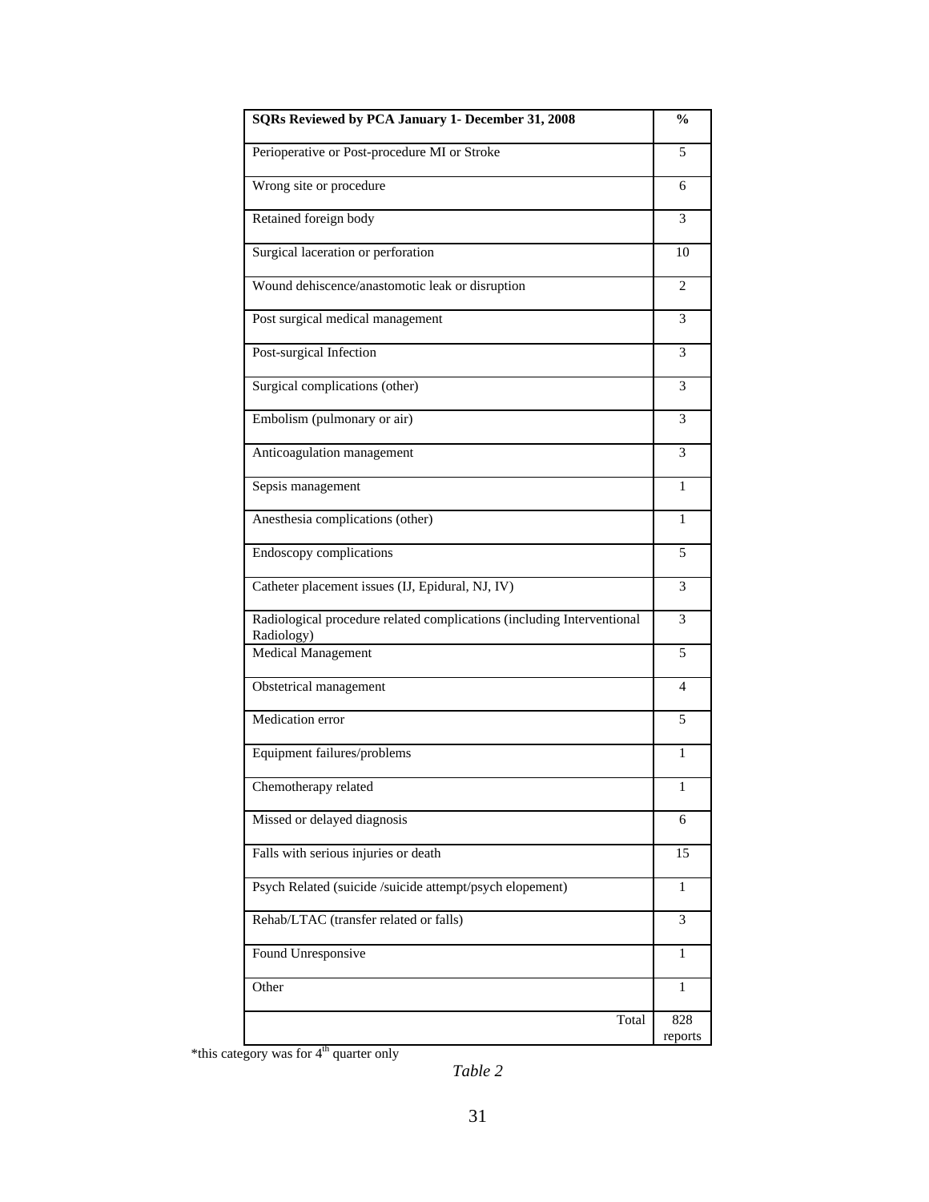| SQRs Reviewed by PCA January 1- December 31, 2008 | % |
|---|---|
| Perioperative or Post-procedure MI or Stroke | 5 |
| Wrong site or procedure | 6 |
| Retained foreign body | 3 |
| Surgical laceration or perforation | 10 |
| Wound dehiscence/anastomotic leak or disruption | 2 |
| Post surgical medical management | 3 |
| Post-surgical Infection | 3 |
| Surgical complications (other) | 3 |
| Embolism (pulmonary or air) | 3 |
| Anticoagulation management | 3 |
| Sepsis management | 1 |
| Anesthesia complications (other) | 1 |
| Endoscopy complications | 5 |
| Catheter placement issues (IJ, Epidural, NJ, IV) | 3 |
| Radiological procedure related complications (including Interventional Radiology) | 3 |
| Medical Management | 5 |
| Obstetrical management | 4 |
| Medication error | 5 |
| Equipment failures/problems | 1 |
| Chemotherapy related | 1 |
| Missed or delayed diagnosis | 6 |
| Falls with serious injuries or death | 15 |
| Psych Related (suicide /suicide attempt/psych elopement) | 1 |
| Rehab/LTAC (transfer related or falls) | 3 |
| Found Unresponsive | 1 |
| Other | 1 |
| Total | 828 reports |

*this category was for 4th quarter only

*Table 2*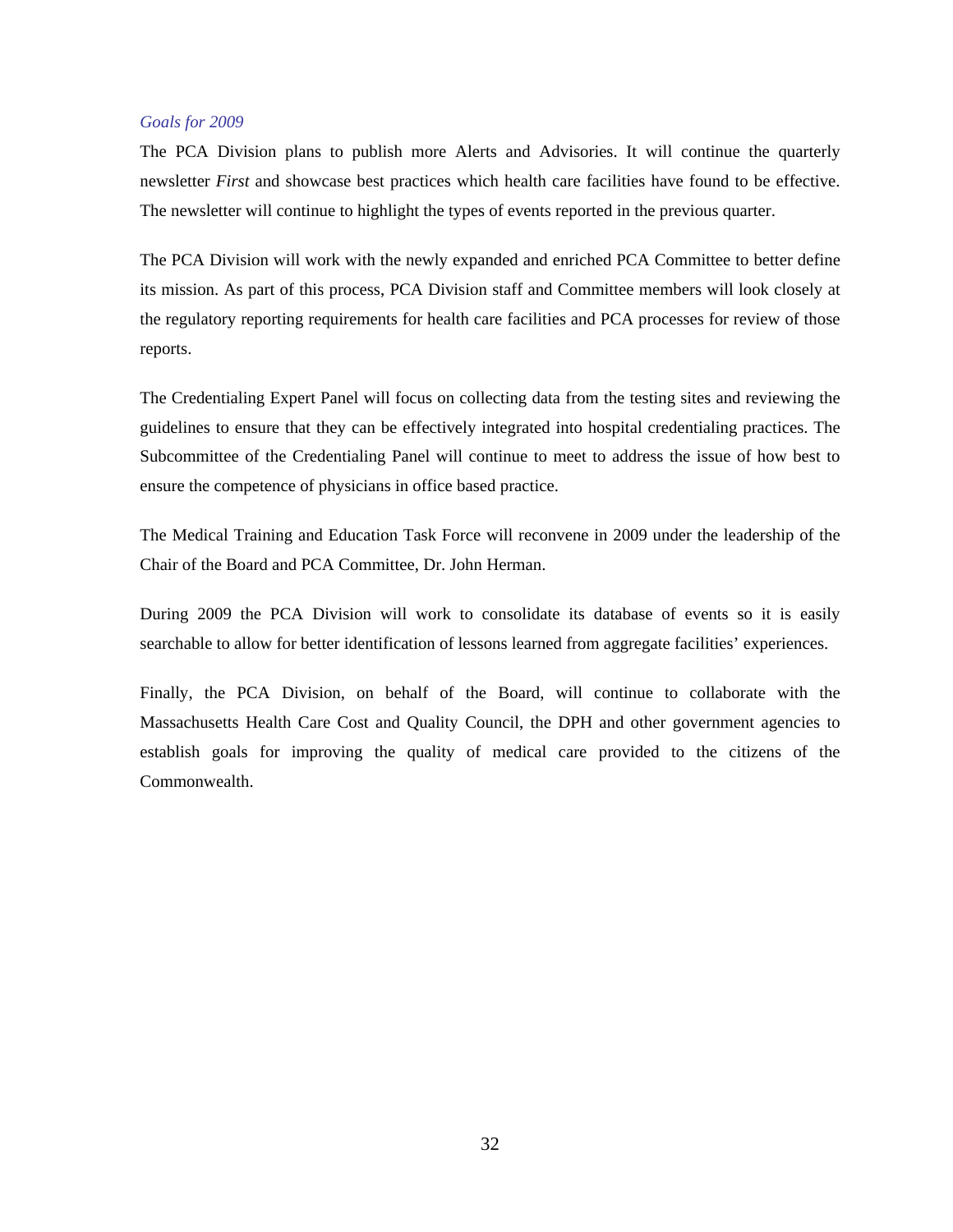### *Goals for 2009*

The PCA Division plans to publish more Alerts and Advisories. It will continue the quarterly newsletter *First* and showcase best practices which health care facilities have found to be effective. The newsletter will continue to highlight the types of events reported in the previous quarter.

The PCA Division will work with the newly expanded and enriched PCA Committee to better define its mission. As part of this process, PCA Division staff and Committee members will look closely at the regulatory reporting requirements for health care facilities and PCA processes for review of those reports.

The Credentialing Expert Panel will focus on collecting data from the testing sites and reviewing the guidelines to ensure that they can be effectively integrated into hospital credentialing practices. The Subcommittee of the Credentialing Panel will continue to meet to address the issue of how best to ensure the competence of physicians in office based practice.

The Medical Training and Education Task Force will reconvene in 2009 under the leadership of the Chair of the Board and PCA Committee, Dr. John Herman.

During 2009 the PCA Division will work to consolidate its database of events so it is easily searchable to allow for better identification of lessons learned from aggregate facilities' experiences.

Finally, the PCA Division, on behalf of the Board, will continue to collaborate with the Massachusetts Health Care Cost and Quality Council, the DPH and other government agencies to establish goals for improving the quality of medical care provided to the citizens of the Commonwealth.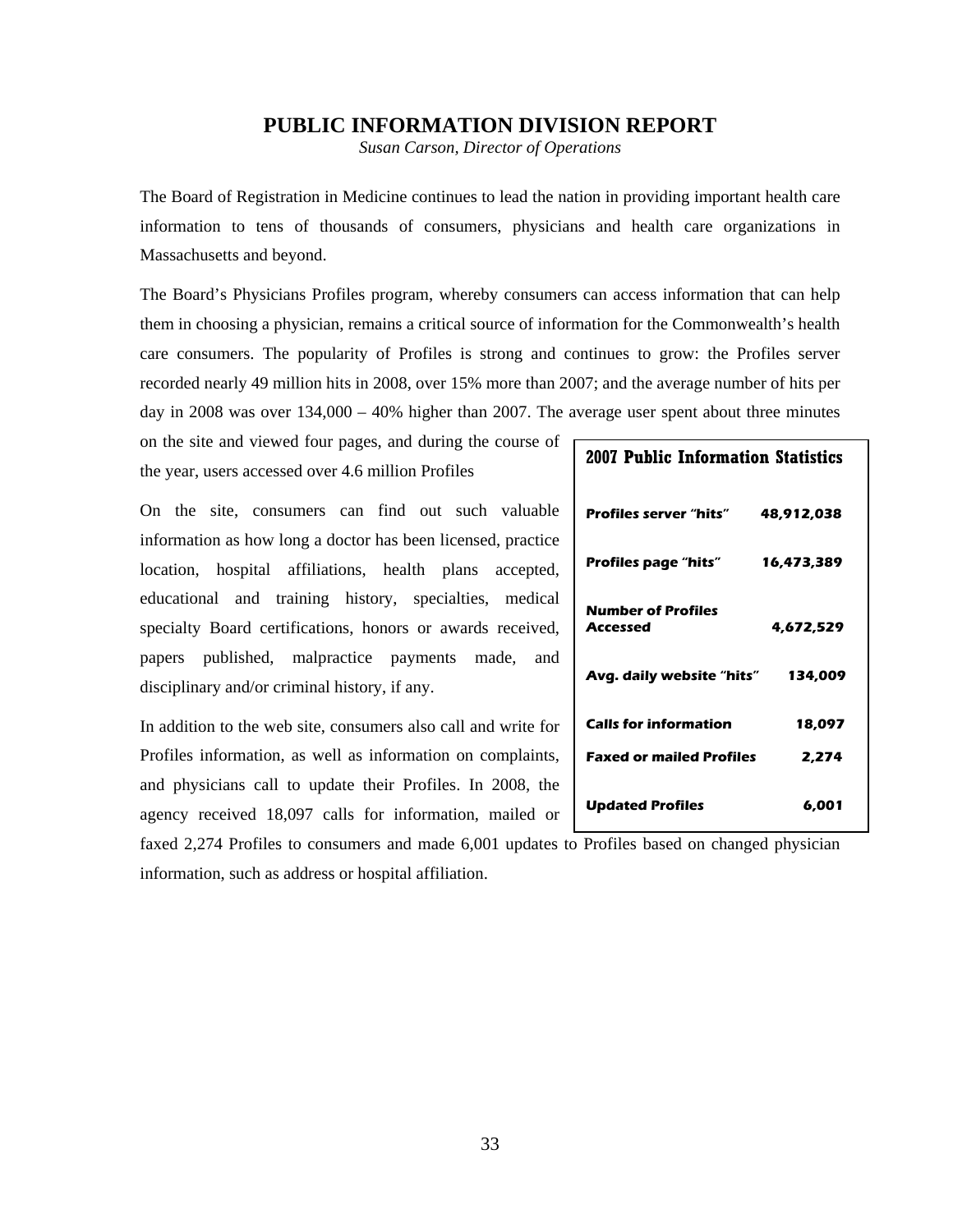# PUBLIC INFORMATION DIVISION REPORT

*Susan Carson, Director of Operations*

The Board of Registration in Medicine continues to lead the nation in providing important health care information to tens of thousands of consumers, physicians and health care organizations in Massachusetts and beyond.

The Board's Physicians Profiles program, whereby consumers can access information that can help them in choosing a physician, remains a critical source of information for the Commonwealth's health care consumers. The popularity of Profiles is strong and continues to grow: the Profiles server recorded nearly 49 million hits in 2008, over 15% more than 2007; and the average number of hits per day in 2008 was over 134,000 – 40% higher than 2007. The average user spent about three minutes on the site and viewed four pages, and during the course of the year, users accessed over 4.6 million Profiles

On the site, consumers can find out such valuable information as how long a doctor has been licensed, practice location, hospital affiliations, health plans accepted, educational and training history, specialties, medical specialty Board certifications, honors or awards received, papers published, malpractice payments made, and disciplinary and/or criminal history, if any.

In addition to the web site, consumers also call and write for Profiles information, as well as information on complaints, and physicians call to update their Profiles. In 2008, the agency received 18,097 calls for information, mailed or faxed 2,274 Profiles to consumers and made 6,001 updates to Profiles based on changed physician information, such as address or hospital affiliation.

| 2007 Public Information Statistics | |
|---|---|
| **Profiles server "hits"** | **48,912,038** |
| **Profiles page "hits"** | **16,473,389** |
| **Number of Profiles Accessed** | **4,672,529** |
| **Avg. daily website "hits"** | **134,009** |
| **Calls for information** | **18,097** |
| **Faxed or mailed Profiles** | **2,274** |
| **Updated Profiles** | **6,001** |